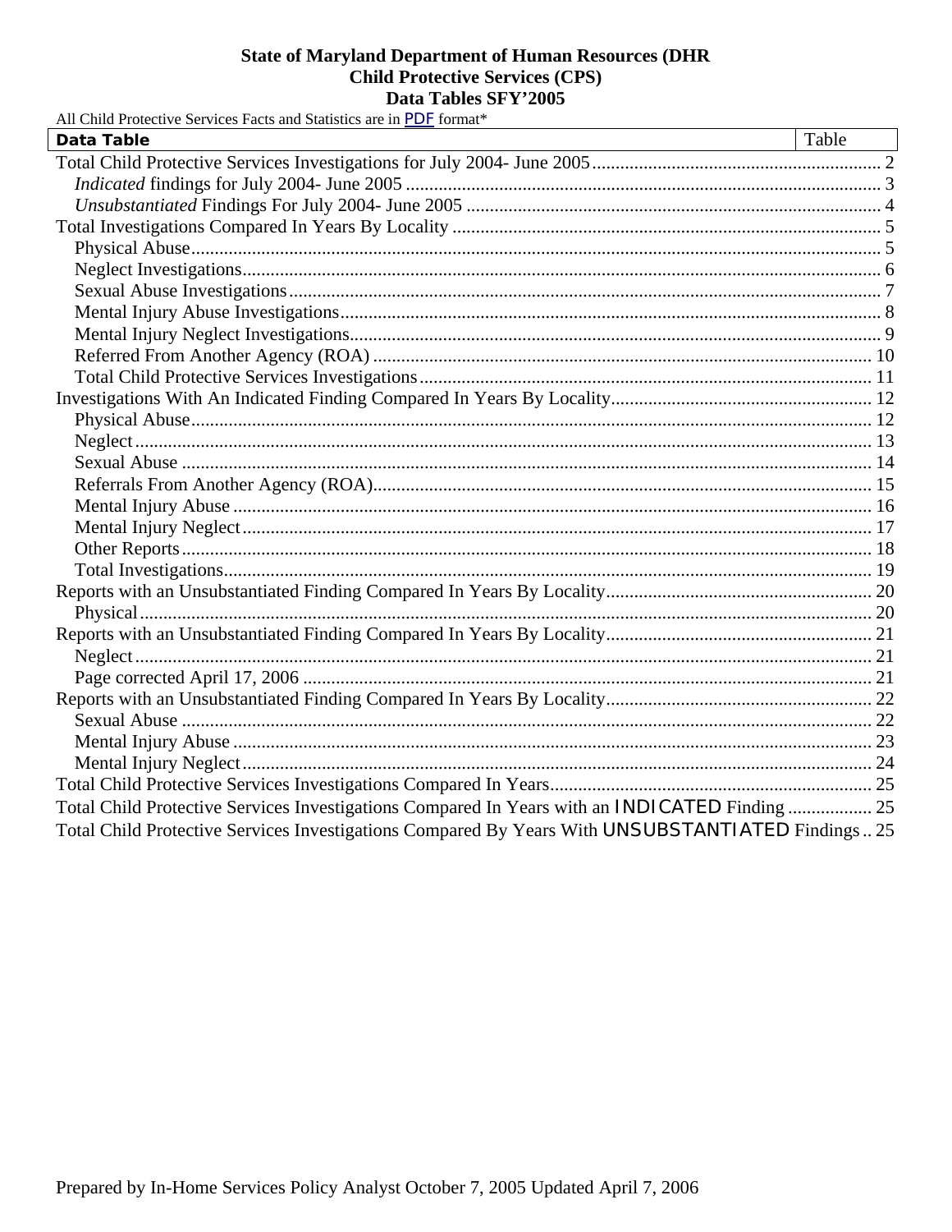**State of Maryland Department of Human Resources (DHR**
**Child Protective Services (CPS)**
**Data Tables SFY'2005**

All Child Protective Services Facts and Statistics are in PDF format*

| **Data Table** | Table |
|---|---|
| Total Child Protective Services Investigations for July 2004- June 2005 | 2 |
| *Indicated* findings for July 2004- June 2005 | 3 |
| *Unsubstantiated* Findings For July 2004- June 2005 | 4 |
| Total Investigations Compared In Years By Locality | 5 |
| Physical Abuse | 5 |
| Neglect Investigations | 6 |
| Sexual Abuse Investigations | 7 |
| Mental Injury Abuse Investigations | 8 |
| Mental Injury Neglect Investigations | 9 |
| Referred From Another Agency (ROA) | 10 |
| Total Child Protective Services Investigations | 11 |
| Investigations With An Indicated Finding Compared In Years By Locality | 12 |
| Physical Abuse | 12 |
| Neglect | 13 |
| Sexual Abuse | 14 |
| Referrals From Another Agency (ROA) | 15 |
| Mental Injury Abuse | 16 |
| Mental Injury Neglect | 17 |
| Other Reports | 18 |
| Total Investigations | 19 |
| Reports with an Unsubstantiated Finding Compared In Years By Locality | 20 |
| Physical | 20 |
| Reports with an Unsubstantiated Finding Compared In Years By Locality | 21 |
| Neglect | 21 |
| Page corrected April 17, 2006 | 21 |
| Reports with an Unsubstantiated Finding Compared In Years By Locality | 22 |
| Sexual Abuse | 22 |
| Mental Injury Abuse | 23 |
| Mental Injury Neglect | 24 |
| Total Child Protective Services Investigations Compared In Years | 25 |
| Total Child Protective Services Investigations Compared In Years with an INDICATED Finding | 25 |
| Total Child Protective Services Investigations Compared By Years With UNSUBSTANTIATED Findings | 25 |

Prepared by In-Home Services Policy Analyst October 7, 2005 Updated April 7, 2006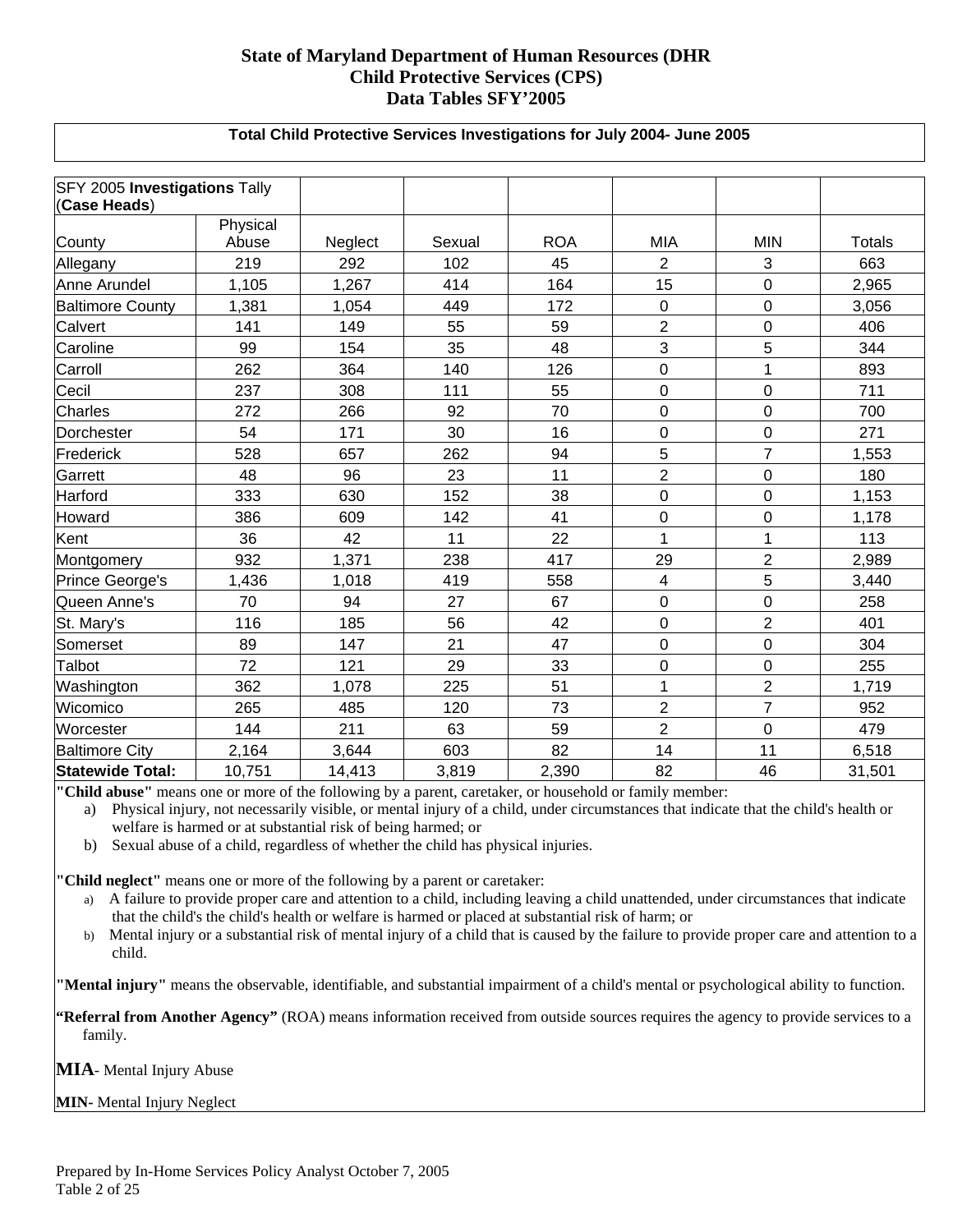# State of Maryland Department of Human Resources (DHR
## Child Protective Services (CPS)
## Data Tables SFY'2005

**Total Child Protective Services Investigations for July 2004- June 2005**

| SFY 2005 **Investigations** Tally (**Case Heads**) | | | | | | | |
|---|---|---|---|---|---|---|---|
| County | Physical Abuse | Neglect | Sexual | ROA | MIA | MIN | Totals |
| Allegany | 219 | 292 | 102 | 45 | 2 | 3 | 663 |
| Anne Arundel | 1,105 | 1,267 | 414 | 164 | 15 | 0 | 2,965 |
| Baltimore County | 1,381 | 1,054 | 449 | 172 | 0 | 0 | 3,056 |
| Calvert | 141 | 149 | 55 | 59 | 2 | 0 | 406 |
| Caroline | 99 | 154 | 35 | 48 | 3 | 5 | 344 |
| Carroll | 262 | 364 | 140 | 126 | 0 | 1 | 893 |
| Cecil | 237 | 308 | 111 | 55 | 0 | 0 | 711 |
| Charles | 272 | 266 | 92 | 70 | 0 | 0 | 700 |
| Dorchester | 54 | 171 | 30 | 16 | 0 | 0 | 271 |
| Frederick | 528 | 657 | 262 | 94 | 5 | 7 | 1,553 |
| Garrett | 48 | 96 | 23 | 11 | 2 | 0 | 180 |
| Harford | 333 | 630 | 152 | 38 | 0 | 0 | 1,153 |
| Howard | 386 | 609 | 142 | 41 | 0 | 0 | 1,178 |
| Kent | 36 | 42 | 11 | 22 | 1 | 1 | 113 |
| Montgomery | 932 | 1,371 | 238 | 417 | 29 | 2 | 2,989 |
| Prince George's | 1,436 | 1,018 | 419 | 558 | 4 | 5 | 3,440 |
| Queen Anne's | 70 | 94 | 27 | 67 | 0 | 0 | 258 |
| St. Mary's | 116 | 185 | 56 | 42 | 0 | 2 | 401 |
| Somerset | 89 | 147 | 21 | 47 | 0 | 0 | 304 |
| Talbot | 72 | 121 | 29 | 33 | 0 | 0 | 255 |
| Washington | 362 | 1,078 | 225 | 51 | 1 | 2 | 1,719 |
| Wicomico | 265 | 485 | 120 | 73 | 2 | 7 | 952 |
| Worcester | 144 | 211 | 63 | 59 | 2 | 0 | 479 |
| Baltimore City | 2,164 | 3,644 | 603 | 82 | 14 | 11 | 6,518 |
| **Statewide Total:** | 10,751 | 14,413 | 3,819 | 2,390 | 82 | 46 | 31,501 |

**"Child abuse"** means one or more of the following by a parent, caretaker, or household or family member:

a) Physical injury, not necessarily visible, or mental injury of a child, under circumstances that indicate that the child's health or welfare is harmed or at substantial risk of being harmed; or
b) Sexual abuse of a child, regardless of whether the child has physical injuries.

**"Child neglect"** means one or more of the following by a parent or caretaker:

a) A failure to provide proper care and attention to a child, including leaving a child unattended, under circumstances that indicate that the child's the child's health or welfare is harmed or placed at substantial risk of harm; or
b) Mental injury or a substantial risk of mental injury of a child that is caused by the failure to provide proper care and attention to a child.

**"Mental injury"** means the observable, identifiable, and substantial impairment of a child's mental or psychological ability to function.

**"Referral from Another Agency"** (ROA) means information received from outside sources requires the agency to provide services to a family.

**MIA**- Mental Injury Abuse

**MIN**- Mental Injury Neglect

Prepared by In-Home Services Policy Analyst October 7, 2005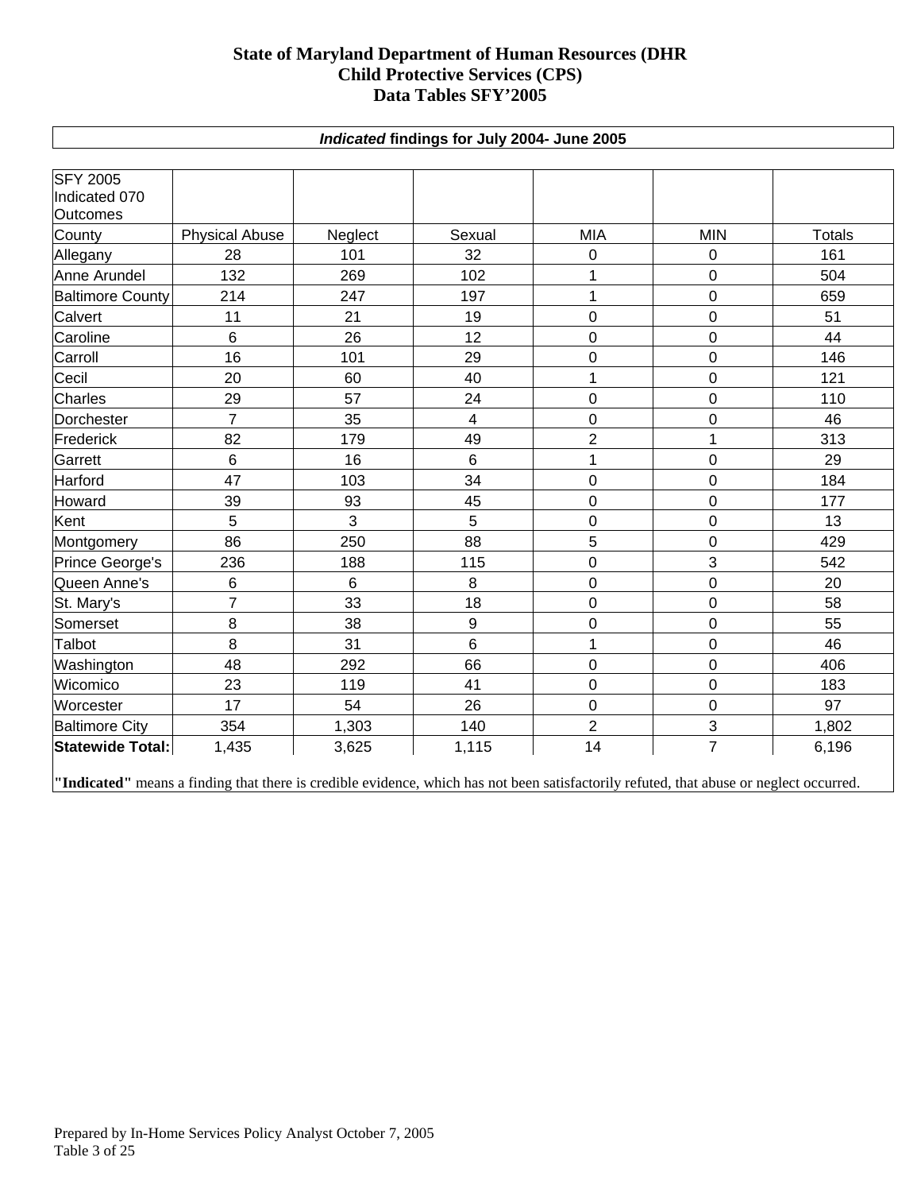# State of Maryland Department of Human Resources (DHR
# Child Protective Services (CPS)
# Data Tables SFY'2005

***Indicated*** **findings for July 2004- June 2005**

| SFY 2005 Indicated 070 Outcomes | | | | | | |
|---|---|---|---|---|---|---|
| County | Physical Abuse | Neglect | Sexual | MIA | MIN | Totals |
| Allegany | 28 | 101 | 32 | 0 | 0 | 161 |
| Anne Arundel | 132 | 269 | 102 | 1 | 0 | 504 |
| Baltimore County | 214 | 247 | 197 | 1 | 0 | 659 |
| Calvert | 11 | 21 | 19 | 0 | 0 | 51 |
| Caroline | 6 | 26 | 12 | 0 | 0 | 44 |
| Carroll | 16 | 101 | 29 | 0 | 0 | 146 |
| Cecil | 20 | 60 | 40 | 1 | 0 | 121 |
| Charles | 29 | 57 | 24 | 0 | 0 | 110 |
| Dorchester | 7 | 35 | 4 | 0 | 0 | 46 |
| Frederick | 82 | 179 | 49 | 2 | 1 | 313 |
| Garrett | 6 | 16 | 6 | 1 | 0 | 29 |
| Harford | 47 | 103 | 34 | 0 | 0 | 184 |
| Howard | 39 | 93 | 45 | 0 | 0 | 177 |
| Kent | 5 | 3 | 5 | 0 | 0 | 13 |
| Montgomery | 86 | 250 | 88 | 5 | 0 | 429 |
| Prince George's | 236 | 188 | 115 | 0 | 3 | 542 |
| Queen Anne's | 6 | 6 | 8 | 0 | 0 | 20 |
| St. Mary's | 7 | 33 | 18 | 0 | 0 | 58 |
| Somerset | 8 | 38 | 9 | 0 | 0 | 55 |
| Talbot | 8 | 31 | 6 | 1 | 0 | 46 |
| Washington | 48 | 292 | 66 | 0 | 0 | 406 |
| Wicomico | 23 | 119 | 41 | 0 | 0 | 183 |
| Worcester | 17 | 54 | 26 | 0 | 0 | 97 |
| Baltimore City | 354 | 1,303 | 140 | 2 | 3 | 1,802 |
| **Statewide Total:** | 1,435 | 3,625 | 1,115 | 14 | 7 | 6,196 |

**"Indicated"** means a finding that there is credible evidence, which has not been satisfactorily refuted, that abuse or neglect occurred.

Prepared by In-Home Services Policy Analyst October 7, 2005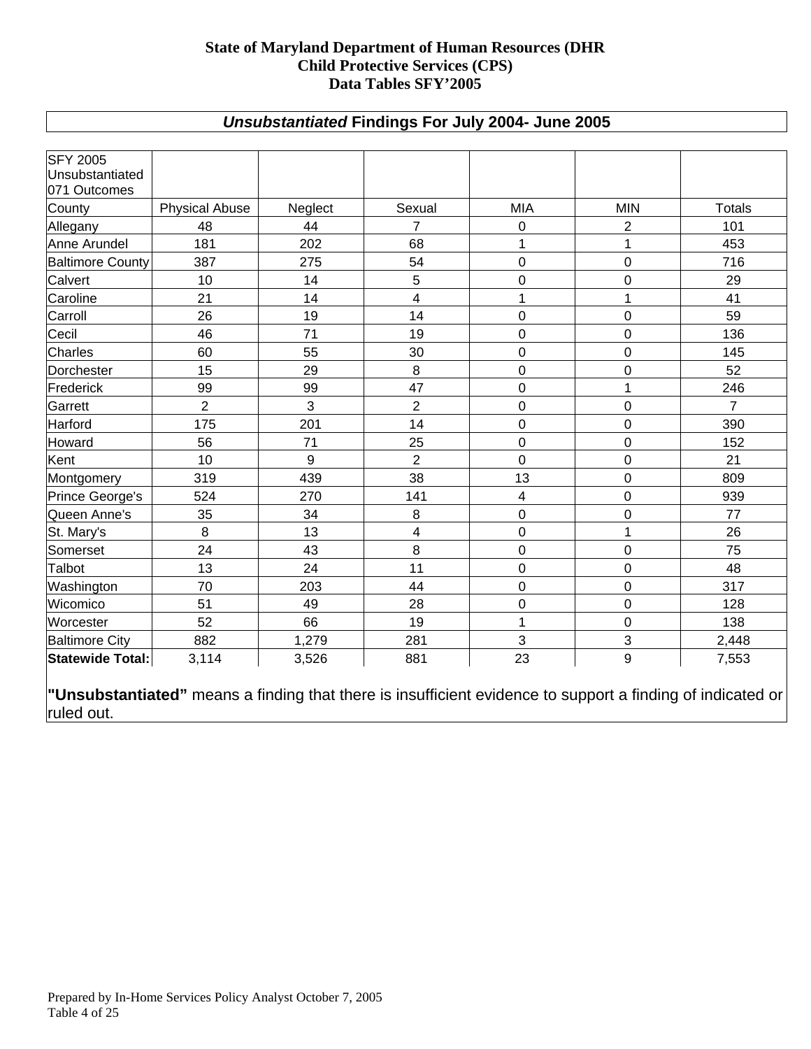**State of Maryland Department of Human Resources (DHR**
**Child Protective Services (CPS)**
**Data Tables SFY'2005**

## *Unsubstantiated* Findings For July 2004- June 2005

| SFY 2005 Unsubstantiated 071 Outcomes | | | | | | |
|---|---|---|---|---|---|---|
| County | Physical Abuse | Neglect | Sexual | MIA | MIN | Totals |
| Allegany | 48 | 44 | 7 | 0 | 2 | 101 |
| Anne Arundel | 181 | 202 | 68 | 1 | 1 | 453 |
| Baltimore County | 387 | 275 | 54 | 0 | 0 | 716 |
| Calvert | 10 | 14 | 5 | 0 | 0 | 29 |
| Caroline | 21 | 14 | 4 | 1 | 1 | 41 |
| Carroll | 26 | 19 | 14 | 0 | 0 | 59 |
| Cecil | 46 | 71 | 19 | 0 | 0 | 136 |
| Charles | 60 | 55 | 30 | 0 | 0 | 145 |
| Dorchester | 15 | 29 | 8 | 0 | 0 | 52 |
| Frederick | 99 | 99 | 47 | 0 | 1 | 246 |
| Garrett | 2 | 3 | 2 | 0 | 0 | 7 |
| Harford | 175 | 201 | 14 | 0 | 0 | 390 |
| Howard | 56 | 71 | 25 | 0 | 0 | 152 |
| Kent | 10 | 9 | 2 | 0 | 0 | 21 |
| Montgomery | 319 | 439 | 38 | 13 | 0 | 809 |
| Prince George's | 524 | 270 | 141 | 4 | 0 | 939 |
| Queen Anne's | 35 | 34 | 8 | 0 | 0 | 77 |
| St. Mary's | 8 | 13 | 4 | 0 | 1 | 26 |
| Somerset | 24 | 43 | 8 | 0 | 0 | 75 |
| Talbot | 13 | 24 | 11 | 0 | 0 | 48 |
| Washington | 70 | 203 | 44 | 0 | 0 | 317 |
| Wicomico | 51 | 49 | 28 | 0 | 0 | 128 |
| Worcester | 52 | 66 | 19 | 1 | 0 | 138 |
| Baltimore City | 882 | 1,279 | 281 | 3 | 3 | 2,448 |
| **Statewide Total:** | 3,114 | 3,526 | 881 | 23 | 9 | 7,553 |

**"Unsubstantiated"** means a finding that there is insufficient evidence to support a finding of indicated or ruled out.

Prepared by In-Home Services Policy Analyst October 7, 2005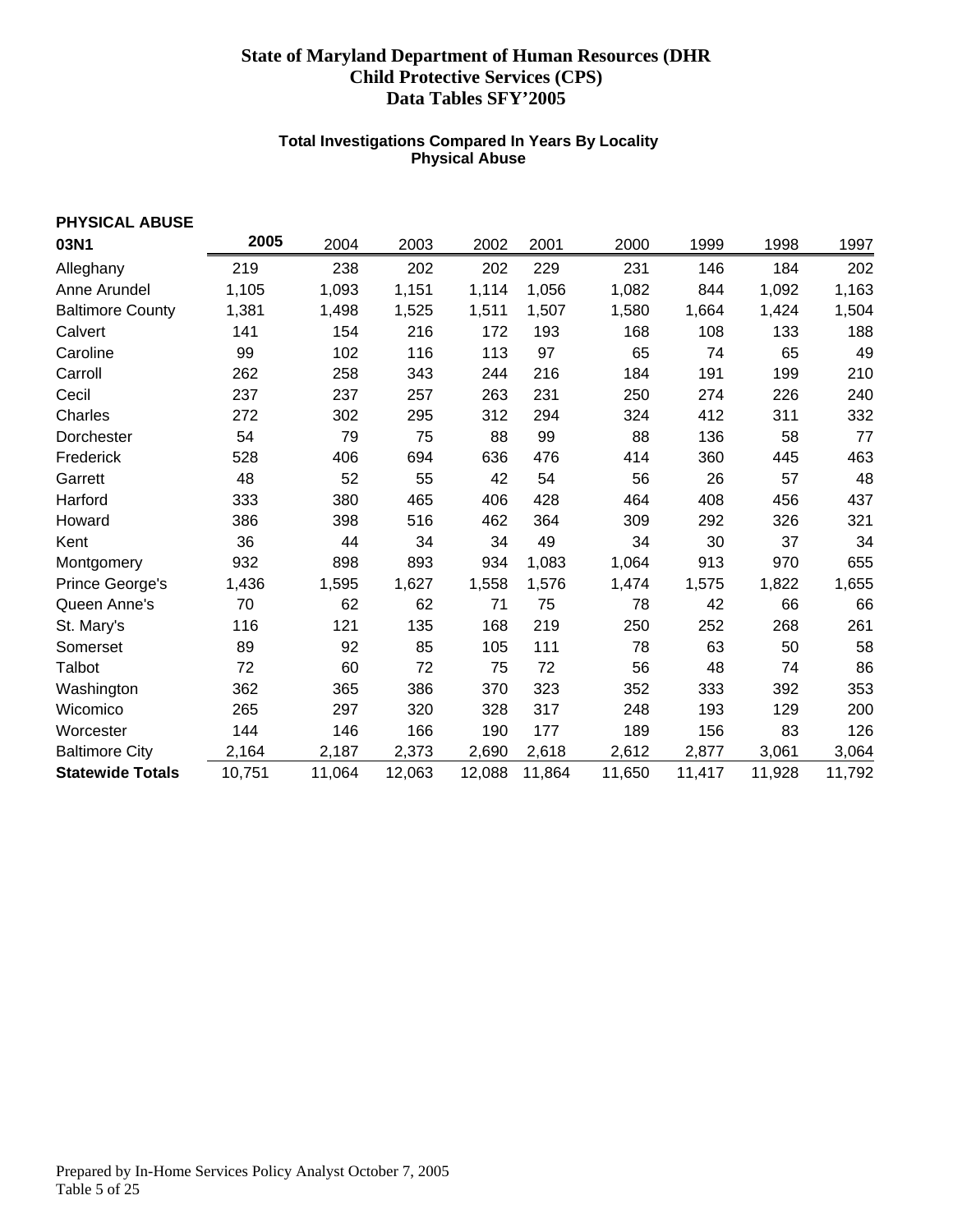# State of Maryland Department of Human Resources (DHR
## Child Protective Services (CPS)
## Data Tables SFY'2005

### Total Investigations Compared In Years By Locality
### Physical Abuse

**PHYSICAL ABUSE**

| 03N1 | 2005 | 2004 | 2003 | 2002 | 2001 | 2000 | 1999 | 1998 | 1997 |
|---|---|---|---|---|---|---|---|---|---|
| Alleghany | 219 | 238 | 202 | 202 | 229 | 231 | 146 | 184 | 202 |
| Anne Arundel | 1,105 | 1,093 | 1,151 | 1,114 | 1,056 | 1,082 | 844 | 1,092 | 1,163 |
| Baltimore County | 1,381 | 1,498 | 1,525 | 1,511 | 1,507 | 1,580 | 1,664 | 1,424 | 1,504 |
| Calvert | 141 | 154 | 216 | 172 | 193 | 168 | 108 | 133 | 188 |
| Caroline | 99 | 102 | 116 | 113 | 97 | 65 | 74 | 65 | 49 |
| Carroll | 262 | 258 | 343 | 244 | 216 | 184 | 191 | 199 | 210 |
| Cecil | 237 | 237 | 257 | 263 | 231 | 250 | 274 | 226 | 240 |
| Charles | 272 | 302 | 295 | 312 | 294 | 324 | 412 | 311 | 332 |
| Dorchester | 54 | 79 | 75 | 88 | 99 | 88 | 136 | 58 | 77 |
| Frederick | 528 | 406 | 694 | 636 | 476 | 414 | 360 | 445 | 463 |
| Garrett | 48 | 52 | 55 | 42 | 54 | 56 | 26 | 57 | 48 |
| Harford | 333 | 380 | 465 | 406 | 428 | 464 | 408 | 456 | 437 |
| Howard | 386 | 398 | 516 | 462 | 364 | 309 | 292 | 326 | 321 |
| Kent | 36 | 44 | 34 | 34 | 49 | 34 | 30 | 37 | 34 |
| Montgomery | 932 | 898 | 893 | 934 | 1,083 | 1,064 | 913 | 970 | 655 |
| Prince George's | 1,436 | 1,595 | 1,627 | 1,558 | 1,576 | 1,474 | 1,575 | 1,822 | 1,655 |
| Queen Anne's | 70 | 62 | 62 | 71 | 75 | 78 | 42 | 66 | 66 |
| St. Mary's | 116 | 121 | 135 | 168 | 219 | 250 | 252 | 268 | 261 |
| Somerset | 89 | 92 | 85 | 105 | 111 | 78 | 63 | 50 | 58 |
| Talbot | 72 | 60 | 72 | 75 | 72 | 56 | 48 | 74 | 86 |
| Washington | 362 | 365 | 386 | 370 | 323 | 352 | 333 | 392 | 353 |
| Wicomico | 265 | 297 | 320 | 328 | 317 | 248 | 193 | 129 | 200 |
| Worcester | 144 | 146 | 166 | 190 | 177 | 189 | 156 | 83 | 126 |
| Baltimore City | 2,164 | 2,187 | 2,373 | 2,690 | 2,618 | 2,612 | 2,877 | 3,061 | 3,064 |
| **Statewide Totals** | 10,751 | 11,064 | 12,063 | 12,088 | 11,864 | 11,650 | 11,417 | 11,928 | 11,792 |

Prepared by In-Home Services Policy Analyst October 7, 2005
Table 5 of 25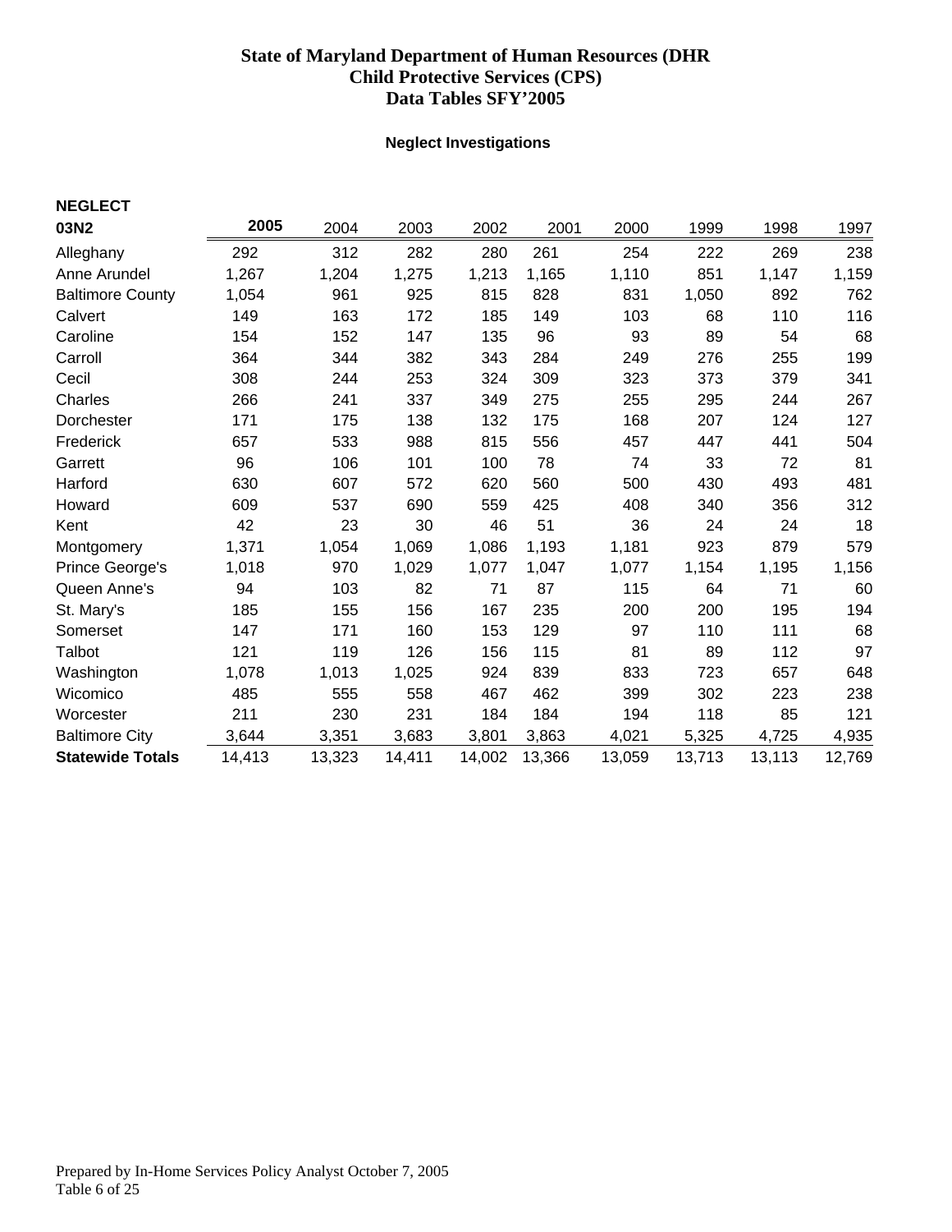# State of Maryland Department of Human Resources (DHR
# Child Protective Services (CPS)
# Data Tables SFY'2005

### Neglect Investigations

| NEGLECT 03N2 | 2005 | 2004 | 2003 | 2002 | 2001 | 2000 | 1999 | 1998 | 1997 |
|---|---|---|---|---|---|---|---|---|---|
| Alleghany | 292 | 312 | 282 | 280 | 261 | 254 | 222 | 269 | 238 |
| Anne Arundel | 1,267 | 1,204 | 1,275 | 1,213 | 1,165 | 1,110 | 851 | 1,147 | 1,159 |
| Baltimore County | 1,054 | 961 | 925 | 815 | 828 | 831 | 1,050 | 892 | 762 |
| Calvert | 149 | 163 | 172 | 185 | 149 | 103 | 68 | 110 | 116 |
| Caroline | 154 | 152 | 147 | 135 | 96 | 93 | 89 | 54 | 68 |
| Carroll | 364 | 344 | 382 | 343 | 284 | 249 | 276 | 255 | 199 |
| Cecil | 308 | 244 | 253 | 324 | 309 | 323 | 373 | 379 | 341 |
| Charles | 266 | 241 | 337 | 349 | 275 | 255 | 295 | 244 | 267 |
| Dorchester | 171 | 175 | 138 | 132 | 175 | 168 | 207 | 124 | 127 |
| Frederick | 657 | 533 | 988 | 815 | 556 | 457 | 447 | 441 | 504 |
| Garrett | 96 | 106 | 101 | 100 | 78 | 74 | 33 | 72 | 81 |
| Harford | 630 | 607 | 572 | 620 | 560 | 500 | 430 | 493 | 481 |
| Howard | 609 | 537 | 690 | 559 | 425 | 408 | 340 | 356 | 312 |
| Kent | 42 | 23 | 30 | 46 | 51 | 36 | 24 | 24 | 18 |
| Montgomery | 1,371 | 1,054 | 1,069 | 1,086 | 1,193 | 1,181 | 923 | 879 | 579 |
| Prince George's | 1,018 | 970 | 1,029 | 1,077 | 1,047 | 1,077 | 1,154 | 1,195 | 1,156 |
| Queen Anne's | 94 | 103 | 82 | 71 | 87 | 115 | 64 | 71 | 60 |
| St. Mary's | 185 | 155 | 156 | 167 | 235 | 200 | 200 | 195 | 194 |
| Somerset | 147 | 171 | 160 | 153 | 129 | 97 | 110 | 111 | 68 |
| Talbot | 121 | 119 | 126 | 156 | 115 | 81 | 89 | 112 | 97 |
| Washington | 1,078 | 1,013 | 1,025 | 924 | 839 | 833 | 723 | 657 | 648 |
| Wicomico | 485 | 555 | 558 | 467 | 462 | 399 | 302 | 223 | 238 |
| Worcester | 211 | 230 | 231 | 184 | 184 | 194 | 118 | 85 | 121 |
| Baltimore City | 3,644 | 3,351 | 3,683 | 3,801 | 3,863 | 4,021 | 5,325 | 4,725 | 4,935 |
| **Statewide Totals** | 14,413 | 13,323 | 14,411 | 14,002 | 13,366 | 13,059 | 13,713 | 13,113 | 12,769 |

Prepared by In-Home Services Policy Analyst October 7, 2005
Table 6 of 25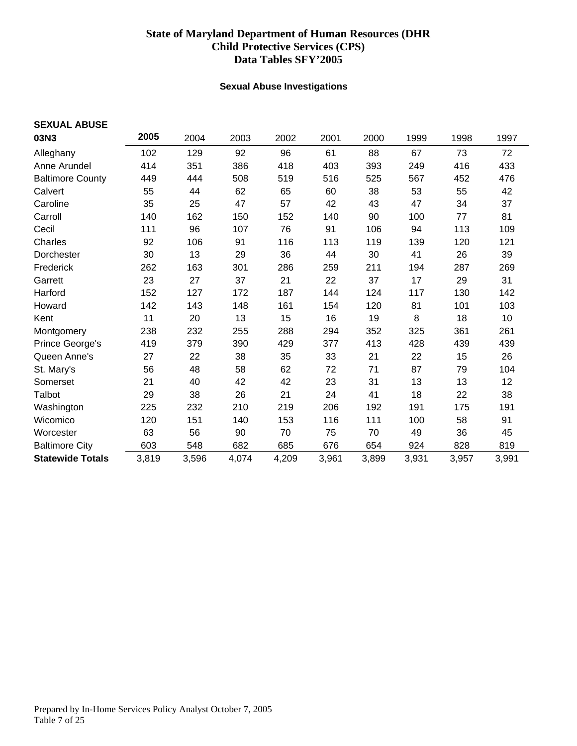# State of Maryland Department of Human Resources (DHR
## Child Protective Services (CPS)
## Data Tables SFY'2005

### Sexual Abuse Investigations

| **SEXUAL ABUSE 03N3** | **2005** | 2004 | 2003 | 2002 | 2001 | 2000 | 1999 | 1998 | 1997 |
|---|---|---|---|---|---|---|---|---|---|
| Alleghany | 102 | 129 | 92 | 96 | 61 | 88 | 67 | 73 | 72 |
| Anne Arundel | 414 | 351 | 386 | 418 | 403 | 393 | 249 | 416 | 433 |
| Baltimore County | 449 | 444 | 508 | 519 | 516 | 525 | 567 | 452 | 476 |
| Calvert | 55 | 44 | 62 | 65 | 60 | 38 | 53 | 55 | 42 |
| Caroline | 35 | 25 | 47 | 57 | 42 | 43 | 47 | 34 | 37 |
| Carroll | 140 | 162 | 150 | 152 | 140 | 90 | 100 | 77 | 81 |
| Cecil | 111 | 96 | 107 | 76 | 91 | 106 | 94 | 113 | 109 |
| Charles | 92 | 106 | 91 | 116 | 113 | 119 | 139 | 120 | 121 |
| Dorchester | 30 | 13 | 29 | 36 | 44 | 30 | 41 | 26 | 39 |
| Frederick | 262 | 163 | 301 | 286 | 259 | 211 | 194 | 287 | 269 |
| Garrett | 23 | 27 | 37 | 21 | 22 | 37 | 17 | 29 | 31 |
| Harford | 152 | 127 | 172 | 187 | 144 | 124 | 117 | 130 | 142 |
| Howard | 142 | 143 | 148 | 161 | 154 | 120 | 81 | 101 | 103 |
| Kent | 11 | 20 | 13 | 15 | 16 | 19 | 8 | 18 | 10 |
| Montgomery | 238 | 232 | 255 | 288 | 294 | 352 | 325 | 361 | 261 |
| Prince George's | 419 | 379 | 390 | 429 | 377 | 413 | 428 | 439 | 439 |
| Queen Anne's | 27 | 22 | 38 | 35 | 33 | 21 | 22 | 15 | 26 |
| St. Mary's | 56 | 48 | 58 | 62 | 72 | 71 | 87 | 79 | 104 |
| Somerset | 21 | 40 | 42 | 42 | 23 | 31 | 13 | 13 | 12 |
| Talbot | 29 | 38 | 26 | 21 | 24 | 41 | 18 | 22 | 38 |
| Washington | 225 | 232 | 210 | 219 | 206 | 192 | 191 | 175 | 191 |
| Wicomico | 120 | 151 | 140 | 153 | 116 | 111 | 100 | 58 | 91 |
| Worcester | 63 | 56 | 90 | 70 | 75 | 70 | 49 | 36 | 45 |
| Baltimore City | 603 | 548 | 682 | 685 | 676 | 654 | 924 | 828 | 819 |
| **Statewide Totals** | 3,819 | 3,596 | 4,074 | 4,209 | 3,961 | 3,899 | 3,931 | 3,957 | 3,991 |

Prepared by In-Home Services Policy Analyst October 7, 2005
Table 7 of 25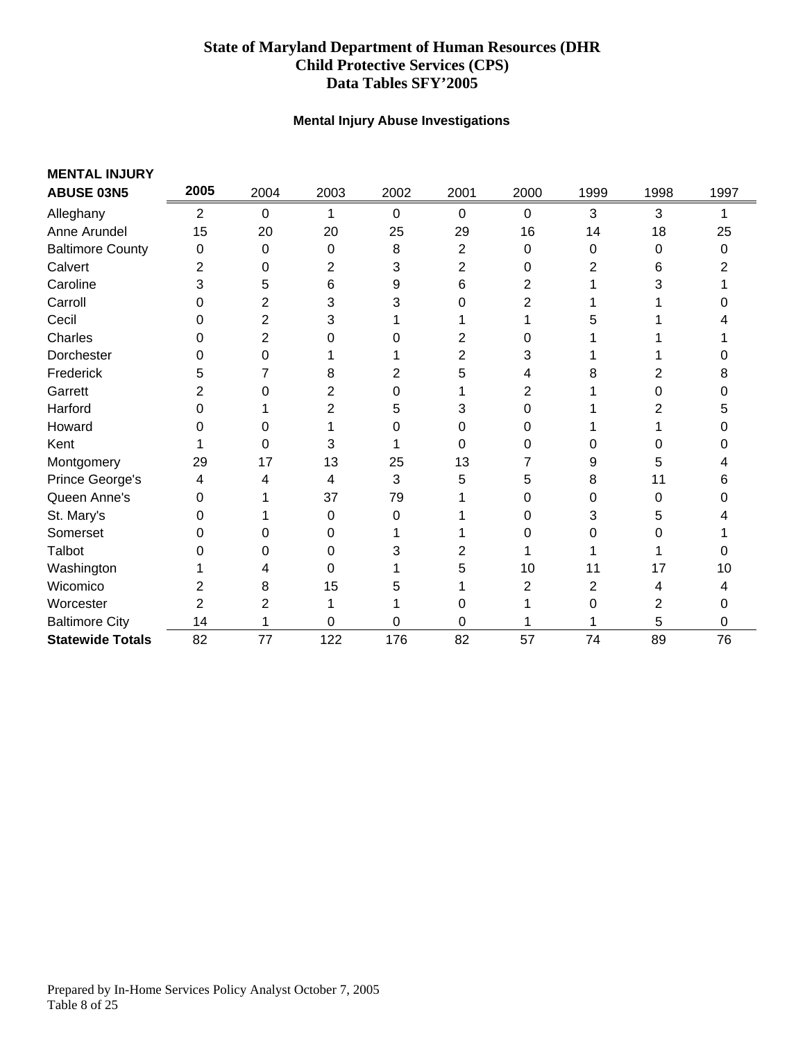# State of Maryland Department of Human Resources (DHR
## Child Protective Services (CPS)
## Data Tables SFY'2005

### Mental Injury Abuse Investigations

| MENTAL INJURY ABUSE 03N5 | 2005 | 2004 | 2003 | 2002 | 2001 | 2000 | 1999 | 1998 | 1997 |
|---|---|---|---|---|---|---|---|---|---|
| Alleghany | 2 | 0 | 1 | 0 | 0 | 0 | 3 | 3 | 1 |
| Anne Arundel | 15 | 20 | 20 | 25 | 29 | 16 | 14 | 18 | 25 |
| Baltimore County | 0 | 0 | 0 | 8 | 2 | 0 | 0 | 0 | 0 |
| Calvert | 2 | 0 | 2 | 3 | 2 | 0 | 2 | 6 | 2 |
| Caroline | 3 | 5 | 6 | 9 | 6 | 2 | 1 | 3 | 1 |
| Carroll | 0 | 2 | 3 | 3 | 0 | 2 | 1 | 1 | 0 |
| Cecil | 0 | 2 | 3 | 1 | 1 | 1 | 5 | 1 | 4 |
| Charles | 0 | 2 | 0 | 0 | 2 | 0 | 1 | 1 | 1 |
| Dorchester | 0 | 0 | 1 | 1 | 2 | 3 | 1 | 1 | 0 |
| Frederick | 5 | 7 | 8 | 2 | 5 | 4 | 8 | 2 | 8 |
| Garrett | 2 | 0 | 2 | 0 | 1 | 2 | 1 | 0 | 0 |
| Harford | 0 | 1 | 2 | 5 | 3 | 0 | 1 | 2 | 5 |
| Howard | 0 | 0 | 1 | 0 | 0 | 0 | 1 | 1 | 0 |
| Kent | 1 | 0 | 3 | 1 | 0 | 0 | 0 | 0 | 0 |
| Montgomery | 29 | 17 | 13 | 25 | 13 | 7 | 9 | 5 | 4 |
| Prince George's | 4 | 4 | 4 | 3 | 5 | 5 | 8 | 11 | 6 |
| Queen Anne's | 0 | 1 | 37 | 79 | 1 | 0 | 0 | 0 | 0 |
| St. Mary's | 0 | 1 | 0 | 0 | 1 | 0 | 3 | 5 | 4 |
| Somerset | 0 | 0 | 0 | 1 | 1 | 0 | 0 | 0 | 1 |
| Talbot | 0 | 0 | 0 | 3 | 2 | 1 | 1 | 1 | 0 |
| Washington | 1 | 4 | 0 | 1 | 5 | 10 | 11 | 17 | 10 |
| Wicomico | 2 | 8 | 15 | 5 | 1 | 2 | 2 | 4 | 4 |
| Worcester | 2 | 2 | 1 | 1 | 0 | 1 | 0 | 2 | 0 |
| Baltimore City | 14 | 1 | 0 | 0 | 0 | 1 | 1 | 5 | 0 |
| **Statewide Totals** | 82 | 77 | 122 | 176 | 82 | 57 | 74 | 89 | 76 |

Prepared by In-Home Services Policy Analyst October 7, 2005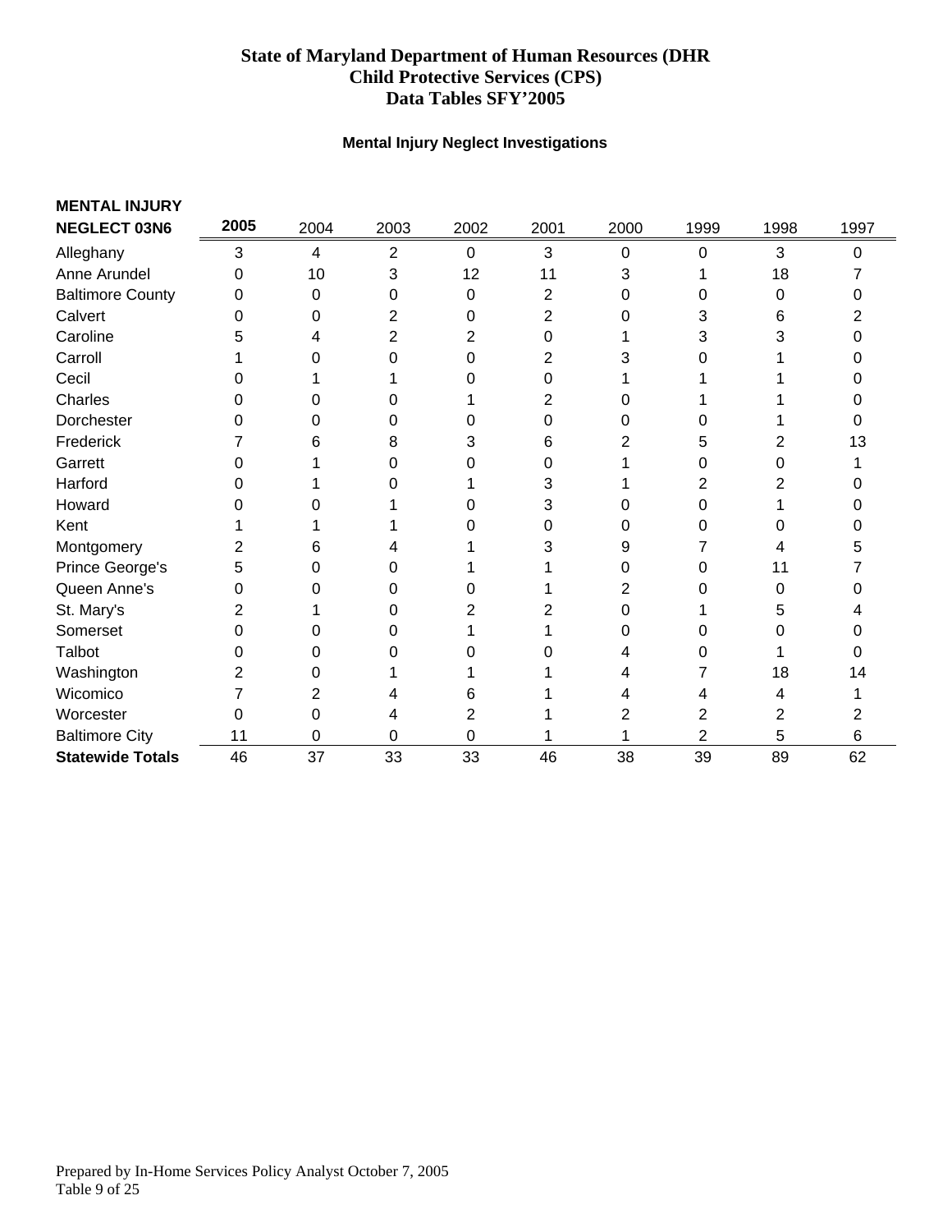# State of Maryland Department of Human Resources (DHR
## Child Protective Services (CPS)
## Data Tables SFY'2005

### Mental Injury Neglect Investigations

| MENTAL INJURY NEGLECT 03N6 | 2005 | 2004 | 2003 | 2002 | 2001 | 2000 | 1999 | 1998 | 1997 |
|---|---|---|---|---|---|---|---|---|---|
| Alleghany | 3 | 4 | 2 | 0 | 3 | 0 | 0 | 3 | 0 |
| Anne Arundel | 0 | 10 | 3 | 12 | 11 | 3 | 1 | 18 | 7 |
| Baltimore County | 0 | 0 | 0 | 0 | 2 | 0 | 0 | 0 | 0 |
| Calvert | 0 | 0 | 2 | 0 | 2 | 0 | 3 | 6 | 2 |
| Caroline | 5 | 4 | 2 | 2 | 0 | 1 | 3 | 3 | 0 |
| Carroll | 1 | 0 | 0 | 0 | 2 | 3 | 0 | 1 | 0 |
| Cecil | 0 | 1 | 1 | 0 | 0 | 1 | 1 | 1 | 0 |
| Charles | 0 | 0 | 0 | 1 | 2 | 0 | 1 | 1 | 0 |
| Dorchester | 0 | 0 | 0 | 0 | 0 | 0 | 0 | 1 | 0 |
| Frederick | 7 | 6 | 8 | 3 | 6 | 2 | 5 | 2 | 13 |
| Garrett | 0 | 1 | 0 | 0 | 0 | 1 | 0 | 0 | 1 |
| Harford | 0 | 1 | 0 | 1 | 3 | 1 | 2 | 2 | 0 |
| Howard | 0 | 0 | 1 | 0 | 3 | 0 | 0 | 1 | 0 |
| Kent | 1 | 1 | 1 | 0 | 0 | 0 | 0 | 0 | 0 |
| Montgomery | 2 | 6 | 4 | 1 | 3 | 9 | 7 | 4 | 5 |
| Prince George's | 5 | 0 | 0 | 1 | 1 | 0 | 0 | 11 | 7 |
| Queen Anne's | 0 | 0 | 0 | 0 | 1 | 2 | 0 | 0 | 0 |
| St. Mary's | 2 | 1 | 0 | 2 | 2 | 0 | 1 | 5 | 4 |
| Somerset | 0 | 0 | 0 | 1 | 1 | 0 | 0 | 0 | 0 |
| Talbot | 0 | 0 | 0 | 0 | 0 | 4 | 0 | 1 | 0 |
| Washington | 2 | 0 | 1 | 1 | 1 | 4 | 7 | 18 | 14 |
| Wicomico | 7 | 2 | 4 | 6 | 1 | 4 | 4 | 4 | 1 |
| Worcester | 0 | 0 | 4 | 2 | 1 | 2 | 2 | 2 | 2 |
| Baltimore City | 11 | 0 | 0 | 0 | 1 | 1 | 2 | 5 | 6 |
| **Statewide Totals** | 46 | 37 | 33 | 33 | 46 | 38 | 39 | 89 | 62 |

Prepared by In-Home Services Policy Analyst October 7, 2005
Table 9 of 25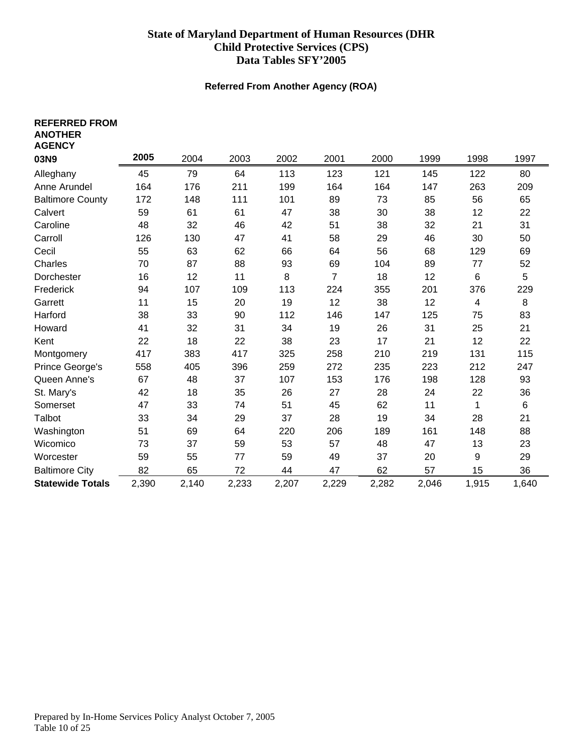# State of Maryland Department of Human Resources (DHR
## Child Protective Services (CPS)
## Data Tables SFY'2005

### Referred From Another Agency (ROA)

| REFERRED FROM ANOTHER AGENCY 03N9 | 2005 | 2004 | 2003 | 2002 | 2001 | 2000 | 1999 | 1998 | 1997 |
|---|---|---|---|---|---|---|---|---|---|
| Alleghany | 45 | 79 | 64 | 113 | 123 | 121 | 145 | 122 | 80 |
| Anne Arundel | 164 | 176 | 211 | 199 | 164 | 164 | 147 | 263 | 209 |
| Baltimore County | 172 | 148 | 111 | 101 | 89 | 73 | 85 | 56 | 65 |
| Calvert | 59 | 61 | 61 | 47 | 38 | 30 | 38 | 12 | 22 |
| Caroline | 48 | 32 | 46 | 42 | 51 | 38 | 32 | 21 | 31 |
| Carroll | 126 | 130 | 47 | 41 | 58 | 29 | 46 | 30 | 50 |
| Cecil | 55 | 63 | 62 | 66 | 64 | 56 | 68 | 129 | 69 |
| Charles | 70 | 87 | 88 | 93 | 69 | 104 | 89 | 77 | 52 |
| Dorchester | 16 | 12 | 11 | 8 | 7 | 18 | 12 | 6 | 5 |
| Frederick | 94 | 107 | 109 | 113 | 224 | 355 | 201 | 376 | 229 |
| Garrett | 11 | 15 | 20 | 19 | 12 | 38 | 12 | 4 | 8 |
| Harford | 38 | 33 | 90 | 112 | 146 | 147 | 125 | 75 | 83 |
| Howard | 41 | 32 | 31 | 34 | 19 | 26 | 31 | 25 | 21 |
| Kent | 22 | 18 | 22 | 38 | 23 | 17 | 21 | 12 | 22 |
| Montgomery | 417 | 383 | 417 | 325 | 258 | 210 | 219 | 131 | 115 |
| Prince George's | 558 | 405 | 396 | 259 | 272 | 235 | 223 | 212 | 247 |
| Queen Anne's | 67 | 48 | 37 | 107 | 153 | 176 | 198 | 128 | 93 |
| St. Mary's | 42 | 18 | 35 | 26 | 27 | 28 | 24 | 22 | 36 |
| Somerset | 47 | 33 | 74 | 51 | 45 | 62 | 11 | 1 | 6 |
| Talbot | 33 | 34 | 29 | 37 | 28 | 19 | 34 | 28 | 21 |
| Washington | 51 | 69 | 64 | 220 | 206 | 189 | 161 | 148 | 88 |
| Wicomico | 73 | 37 | 59 | 53 | 57 | 48 | 47 | 13 | 23 |
| Worcester | 59 | 55 | 77 | 59 | 49 | 37 | 20 | 9 | 29 |
| Baltimore City | 82 | 65 | 72 | 44 | 47 | 62 | 57 | 15 | 36 |
| **Statewide Totals** | 2,390 | 2,140 | 2,233 | 2,207 | 2,229 | 2,282 | 2,046 | 1,915 | 1,640 |

Prepared by In-Home Services Policy Analyst October 7, 2005
Table 10 of 25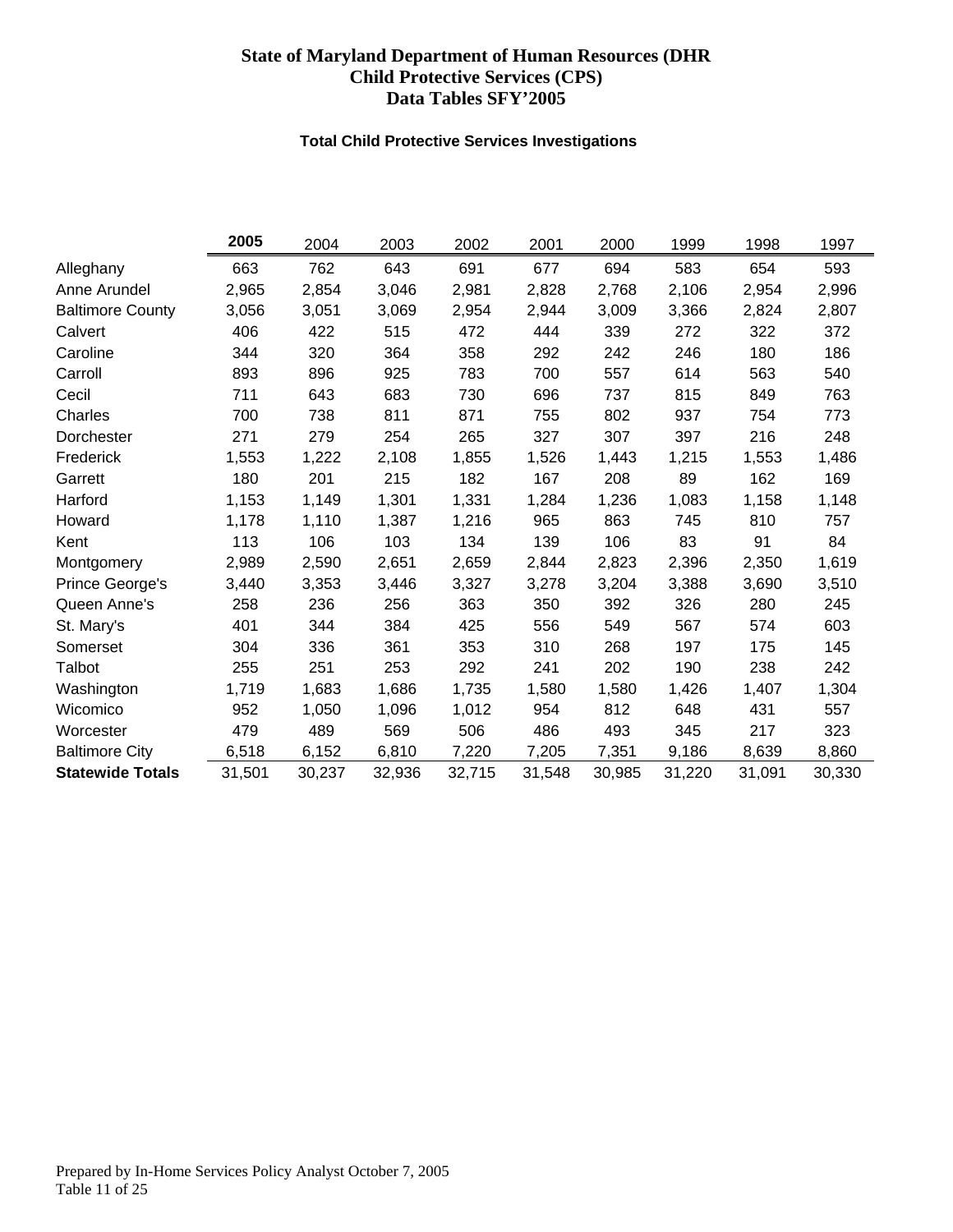# State of Maryland Department of Human Resources (DHR
## Child Protective Services (CPS)
## Data Tables SFY'2005

### Total Child Protective Services Investigations

| | **2005** | 2004 | 2003 | 2002 | 2001 | 2000 | 1999 | 1998 | 1997 |
|---|---|---|---|---|---|---|---|---|---|
| Alleghany | 663 | 762 | 643 | 691 | 677 | 694 | 583 | 654 | 593 |
| Anne Arundel | 2,965 | 2,854 | 3,046 | 2,981 | 2,828 | 2,768 | 2,106 | 2,954 | 2,996 |
| Baltimore County | 3,056 | 3,051 | 3,069 | 2,954 | 2,944 | 3,009 | 3,366 | 2,824 | 2,807 |
| Calvert | 406 | 422 | 515 | 472 | 444 | 339 | 272 | 322 | 372 |
| Caroline | 344 | 320 | 364 | 358 | 292 | 242 | 246 | 180 | 186 |
| Carroll | 893 | 896 | 925 | 783 | 700 | 557 | 614 | 563 | 540 |
| Cecil | 711 | 643 | 683 | 730 | 696 | 737 | 815 | 849 | 763 |
| Charles | 700 | 738 | 811 | 871 | 755 | 802 | 937 | 754 | 773 |
| Dorchester | 271 | 279 | 254 | 265 | 327 | 307 | 397 | 216 | 248 |
| Frederick | 1,553 | 1,222 | 2,108 | 1,855 | 1,526 | 1,443 | 1,215 | 1,553 | 1,486 |
| Garrett | 180 | 201 | 215 | 182 | 167 | 208 | 89 | 162 | 169 |
| Harford | 1,153 | 1,149 | 1,301 | 1,331 | 1,284 | 1,236 | 1,083 | 1,158 | 1,148 |
| Howard | 1,178 | 1,110 | 1,387 | 1,216 | 965 | 863 | 745 | 810 | 757 |
| Kent | 113 | 106 | 103 | 134 | 139 | 106 | 83 | 91 | 84 |
| Montgomery | 2,989 | 2,590 | 2,651 | 2,659 | 2,844 | 2,823 | 2,396 | 2,350 | 1,619 |
| Prince George's | 3,440 | 3,353 | 3,446 | 3,327 | 3,278 | 3,204 | 3,388 | 3,690 | 3,510 |
| Queen Anne's | 258 | 236 | 256 | 363 | 350 | 392 | 326 | 280 | 245 |
| St. Mary's | 401 | 344 | 384 | 425 | 556 | 549 | 567 | 574 | 603 |
| Somerset | 304 | 336 | 361 | 353 | 310 | 268 | 197 | 175 | 145 |
| Talbot | 255 | 251 | 253 | 292 | 241 | 202 | 190 | 238 | 242 |
| Washington | 1,719 | 1,683 | 1,686 | 1,735 | 1,580 | 1,580 | 1,426 | 1,407 | 1,304 |
| Wicomico | 952 | 1,050 | 1,096 | 1,012 | 954 | 812 | 648 | 431 | 557 |
| Worcester | 479 | 489 | 569 | 506 | 486 | 493 | 345 | 217 | 323 |
| Baltimore City | 6,518 | 6,152 | 6,810 | 7,220 | 7,205 | 7,351 | 9,186 | 8,639 | 8,860 |
| **Statewide Totals** | 31,501 | 30,237 | 32,936 | 32,715 | 31,548 | 30,985 | 31,220 | 31,091 | 30,330 |

Prepared by In-Home Services Policy Analyst October 7, 2005
Table 11 of 25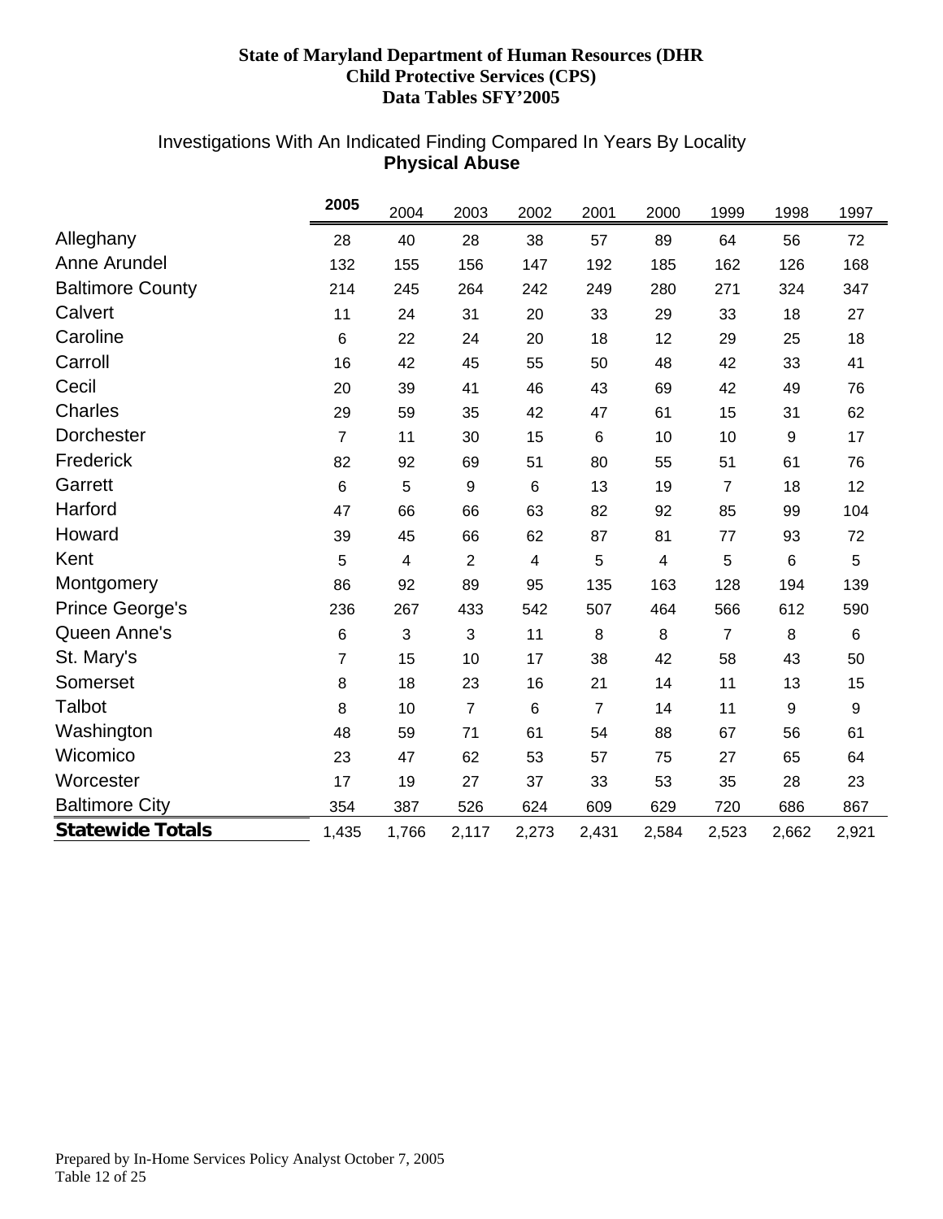**State of Maryland Department of Human Resources (DHR**
**Child Protective Services (CPS)**
**Data Tables SFY'2005**

Investigations With An Indicated Finding Compared In Years By Locality
**Physical Abuse**

| | 2005 | 2004 | 2003 | 2002 | 2001 | 2000 | 1999 | 1998 | 1997 |
|---|---|---|---|---|---|---|---|---|---|
| Alleghany | 28 | 40 | 28 | 38 | 57 | 89 | 64 | 56 | 72 |
| Anne Arundel | 132 | 155 | 156 | 147 | 192 | 185 | 162 | 126 | 168 |
| Baltimore County | 214 | 245 | 264 | 242 | 249 | 280 | 271 | 324 | 347 |
| Calvert | 11 | 24 | 31 | 20 | 33 | 29 | 33 | 18 | 27 |
| Caroline | 6 | 22 | 24 | 20 | 18 | 12 | 29 | 25 | 18 |
| Carroll | 16 | 42 | 45 | 55 | 50 | 48 | 42 | 33 | 41 |
| Cecil | 20 | 39 | 41 | 46 | 43 | 69 | 42 | 49 | 76 |
| Charles | 29 | 59 | 35 | 42 | 47 | 61 | 15 | 31 | 62 |
| Dorchester | 7 | 11 | 30 | 15 | 6 | 10 | 10 | 9 | 17 |
| Frederick | 82 | 92 | 69 | 51 | 80 | 55 | 51 | 61 | 76 |
| Garrett | 6 | 5 | 9 | 6 | 13 | 19 | 7 | 18 | 12 |
| Harford | 47 | 66 | 66 | 63 | 82 | 92 | 85 | 99 | 104 |
| Howard | 39 | 45 | 66 | 62 | 87 | 81 | 77 | 93 | 72 |
| Kent | 5 | 4 | 2 | 4 | 5 | 4 | 5 | 6 | 5 |
| Montgomery | 86 | 92 | 89 | 95 | 135 | 163 | 128 | 194 | 139 |
| Prince George's | 236 | 267 | 433 | 542 | 507 | 464 | 566 | 612 | 590 |
| Queen Anne's | 6 | 3 | 3 | 11 | 8 | 8 | 7 | 8 | 6 |
| St. Mary's | 7 | 15 | 10 | 17 | 38 | 42 | 58 | 43 | 50 |
| Somerset | 8 | 18 | 23 | 16 | 21 | 14 | 11 | 13 | 15 |
| Talbot | 8 | 10 | 7 | 6 | 7 | 14 | 11 | 9 | 9 |
| Washington | 48 | 59 | 71 | 61 | 54 | 88 | 67 | 56 | 61 |
| Wicomico | 23 | 47 | 62 | 53 | 57 | 75 | 27 | 65 | 64 |
| Worcester | 17 | 19 | 27 | 37 | 33 | 53 | 35 | 28 | 23 |
| Baltimore City | 354 | 387 | 526 | 624 | 609 | 629 | 720 | 686 | 867 |
| **Statewide Totals** | 1,435 | 1,766 | 2,117 | 2,273 | 2,431 | 2,584 | 2,523 | 2,662 | 2,921 |

Prepared by In-Home Services Policy Analyst October 7, 2005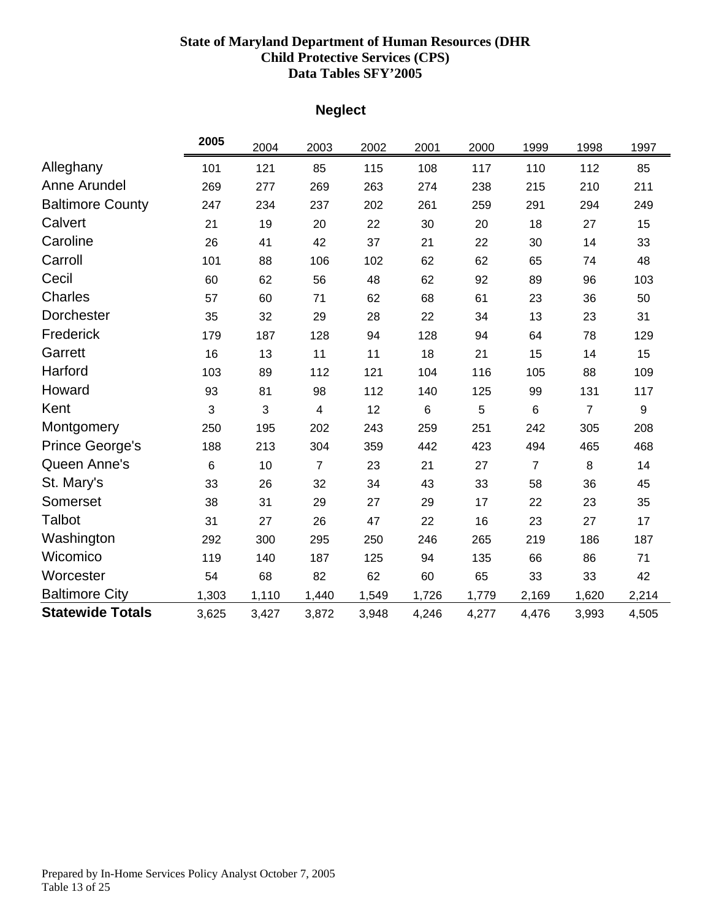**State of Maryland Department of Human Resources (DHR**
**Child Protective Services (CPS)**
**Data Tables SFY'2005**

## Neglect

| | **2005** | 2004 | 2003 | 2002 | 2001 | 2000 | 1999 | 1998 | 1997 |
|---|---|---|---|---|---|---|---|---|---|
| Alleghany | 101 | 121 | 85 | 115 | 108 | 117 | 110 | 112 | 85 |
| Anne Arundel | 269 | 277 | 269 | 263 | 274 | 238 | 215 | 210 | 211 |
| Baltimore County | 247 | 234 | 237 | 202 | 261 | 259 | 291 | 294 | 249 |
| Calvert | 21 | 19 | 20 | 22 | 30 | 20 | 18 | 27 | 15 |
| Caroline | 26 | 41 | 42 | 37 | 21 | 22 | 30 | 14 | 33 |
| Carroll | 101 | 88 | 106 | 102 | 62 | 62 | 65 | 74 | 48 |
| Cecil | 60 | 62 | 56 | 48 | 62 | 92 | 89 | 96 | 103 |
| Charles | 57 | 60 | 71 | 62 | 68 | 61 | 23 | 36 | 50 |
| Dorchester | 35 | 32 | 29 | 28 | 22 | 34 | 13 | 23 | 31 |
| Frederick | 179 | 187 | 128 | 94 | 128 | 94 | 64 | 78 | 129 |
| Garrett | 16 | 13 | 11 | 11 | 18 | 21 | 15 | 14 | 15 |
| Harford | 103 | 89 | 112 | 121 | 104 | 116 | 105 | 88 | 109 |
| Howard | 93 | 81 | 98 | 112 | 140 | 125 | 99 | 131 | 117 |
| Kent | 3 | 3 | 4 | 12 | 6 | 5 | 6 | 7 | 9 |
| Montgomery | 250 | 195 | 202 | 243 | 259 | 251 | 242 | 305 | 208 |
| Prince George's | 188 | 213 | 304 | 359 | 442 | 423 | 494 | 465 | 468 |
| Queen Anne's | 6 | 10 | 7 | 23 | 21 | 27 | 7 | 8 | 14 |
| St. Mary's | 33 | 26 | 32 | 34 | 43 | 33 | 58 | 36 | 45 |
| Somerset | 38 | 31 | 29 | 27 | 29 | 17 | 22 | 23 | 35 |
| Talbot | 31 | 27 | 26 | 47 | 22 | 16 | 23 | 27 | 17 |
| Washington | 292 | 300 | 295 | 250 | 246 | 265 | 219 | 186 | 187 |
| Wicomico | 119 | 140 | 187 | 125 | 94 | 135 | 66 | 86 | 71 |
| Worcester | 54 | 68 | 82 | 62 | 60 | 65 | 33 | 33 | 42 |
| Baltimore City | 1,303 | 1,110 | 1,440 | 1,549 | 1,726 | 1,779 | 2,169 | 1,620 | 2,214 |
| **Statewide Totals** | 3,625 | 3,427 | 3,872 | 3,948 | 4,246 | 4,277 | 4,476 | 3,993 | 4,505 |

Prepared by In-Home Services Policy Analyst October 7, 2005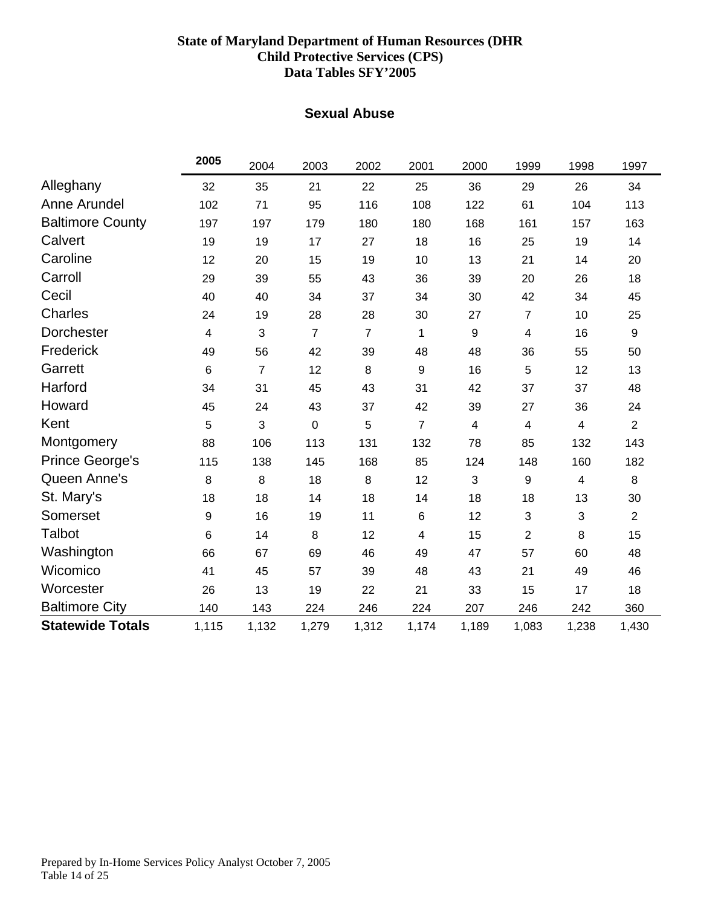**State of Maryland Department of Human Resources (DHR**
**Child Protective Services (CPS)**
**Data Tables SFY'2005**

## Sexual Abuse

| | **2005** | 2004 | 2003 | 2002 | 2001 | 2000 | 1999 | 1998 | 1997 |
|---|---|---|---|---|---|---|---|---|---|
| Alleghany | 32 | 35 | 21 | 22 | 25 | 36 | 29 | 26 | 34 |
| Anne Arundel | 102 | 71 | 95 | 116 | 108 | 122 | 61 | 104 | 113 |
| Baltimore County | 197 | 197 | 179 | 180 | 180 | 168 | 161 | 157 | 163 |
| Calvert | 19 | 19 | 17 | 27 | 18 | 16 | 25 | 19 | 14 |
| Caroline | 12 | 20 | 15 | 19 | 10 | 13 | 21 | 14 | 20 |
| Carroll | 29 | 39 | 55 | 43 | 36 | 39 | 20 | 26 | 18 |
| Cecil | 40 | 40 | 34 | 37 | 34 | 30 | 42 | 34 | 45 |
| Charles | 24 | 19 | 28 | 28 | 30 | 27 | 7 | 10 | 25 |
| Dorchester | 4 | 3 | 7 | 7 | 1 | 9 | 4 | 16 | 9 |
| Frederick | 49 | 56 | 42 | 39 | 48 | 48 | 36 | 55 | 50 |
| Garrett | 6 | 7 | 12 | 8 | 9 | 16 | 5 | 12 | 13 |
| Harford | 34 | 31 | 45 | 43 | 31 | 42 | 37 | 37 | 48 |
| Howard | 45 | 24 | 43 | 37 | 42 | 39 | 27 | 36 | 24 |
| Kent | 5 | 3 | 0 | 5 | 7 | 4 | 4 | 4 | 2 |
| Montgomery | 88 | 106 | 113 | 131 | 132 | 78 | 85 | 132 | 143 |
| Prince George's | 115 | 138 | 145 | 168 | 85 | 124 | 148 | 160 | 182 |
| Queen Anne's | 8 | 8 | 18 | 8 | 12 | 3 | 9 | 4 | 8 |
| St. Mary's | 18 | 18 | 14 | 18 | 14 | 18 | 18 | 13 | 30 |
| Somerset | 9 | 16 | 19 | 11 | 6 | 12 | 3 | 3 | 2 |
| Talbot | 6 | 14 | 8 | 12 | 4 | 15 | 2 | 8 | 15 |
| Washington | 66 | 67 | 69 | 46 | 49 | 47 | 57 | 60 | 48 |
| Wicomico | 41 | 45 | 57 | 39 | 48 | 43 | 21 | 49 | 46 |
| Worcester | 26 | 13 | 19 | 22 | 21 | 33 | 15 | 17 | 18 |
| Baltimore City | 140 | 143 | 224 | 246 | 224 | 207 | 246 | 242 | 360 |
| **Statewide Totals** | 1,115 | 1,132 | 1,279 | 1,312 | 1,174 | 1,189 | 1,083 | 1,238 | 1,430 |

Prepared by In-Home Services Policy Analyst October 7, 2005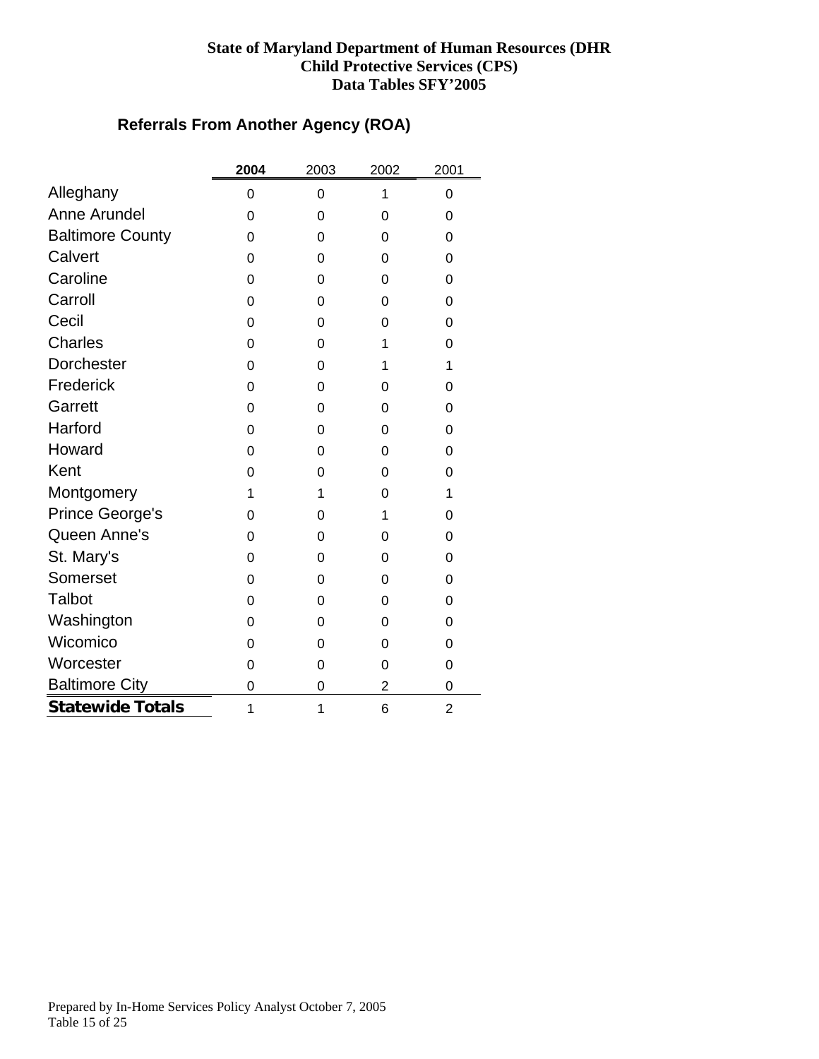**State of Maryland Department of Human Resources (DHR**
**Child Protective Services (CPS)**
**Data Tables SFY'2005**

## Referrals From Another Agency (ROA)

| | **2004** | 2003 | 2002 | 2001 |
|---|---|---|---|---|
| Alleghany | 0 | 0 | 1 | 0 |
| Anne Arundel | 0 | 0 | 0 | 0 |
| Baltimore County | 0 | 0 | 0 | 0 |
| Calvert | 0 | 0 | 0 | 0 |
| Caroline | 0 | 0 | 0 | 0 |
| Carroll | 0 | 0 | 0 | 0 |
| Cecil | 0 | 0 | 0 | 0 |
| Charles | 0 | 0 | 1 | 0 |
| Dorchester | 0 | 0 | 1 | 1 |
| Frederick | 0 | 0 | 0 | 0 |
| Garrett | 0 | 0 | 0 | 0 |
| Harford | 0 | 0 | 0 | 0 |
| Howard | 0 | 0 | 0 | 0 |
| Kent | 0 | 0 | 0 | 0 |
| Montgomery | 1 | 1 | 0 | 1 |
| Prince George's | 0 | 0 | 1 | 0 |
| Queen Anne's | 0 | 0 | 0 | 0 |
| St. Mary's | 0 | 0 | 0 | 0 |
| Somerset | 0 | 0 | 0 | 0 |
| Talbot | 0 | 0 | 0 | 0 |
| Washington | 0 | 0 | 0 | 0 |
| Wicomico | 0 | 0 | 0 | 0 |
| Worcester | 0 | 0 | 0 | 0 |
| Baltimore City | 0 | 0 | 2 | 0 |
| **Statewide Totals** | 1 | 1 | 6 | 2 |

Prepared by In-Home Services Policy Analyst October 7, 2005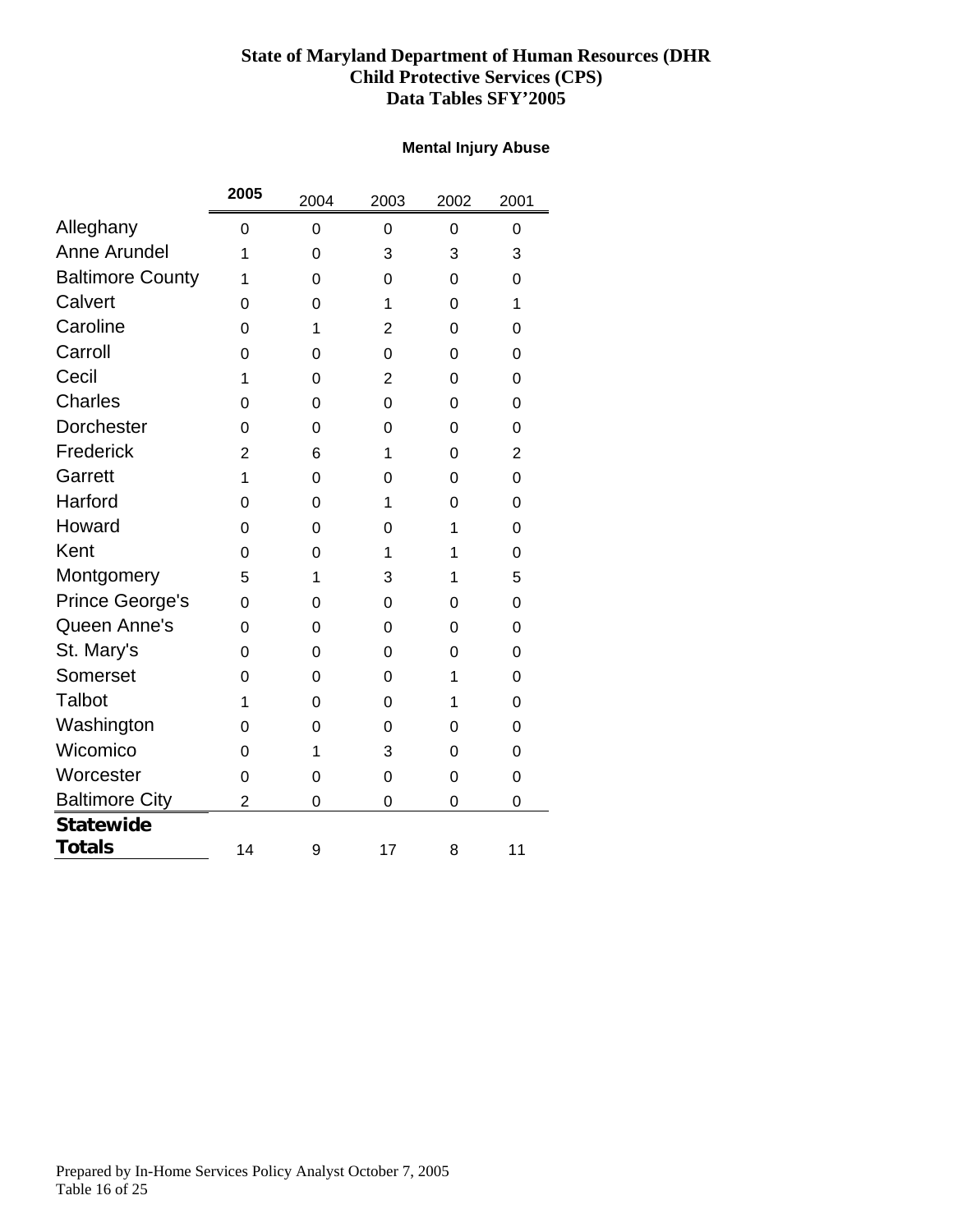**State of Maryland Department of Human Resources (DHR**
**Child Protective Services (CPS)**
**Data Tables SFY'2005**

**Mental Injury Abuse**

| | **2005** | 2004 | 2003 | 2002 | 2001 |
|---|---|---|---|---|---|
| Alleghany | 0 | 0 | 0 | 0 | 0 |
| Anne Arundel | 1 | 0 | 3 | 3 | 3 |
| Baltimore County | 1 | 0 | 0 | 0 | 0 |
| Calvert | 0 | 0 | 1 | 0 | 1 |
| Caroline | 0 | 1 | 2 | 0 | 0 |
| Carroll | 0 | 0 | 0 | 0 | 0 |
| Cecil | 1 | 0 | 2 | 0 | 0 |
| Charles | 0 | 0 | 0 | 0 | 0 |
| Dorchester | 0 | 0 | 0 | 0 | 0 |
| Frederick | 2 | 6 | 1 | 0 | 2 |
| Garrett | 1 | 0 | 0 | 0 | 0 |
| Harford | 0 | 0 | 1 | 0 | 0 |
| Howard | 0 | 0 | 0 | 1 | 0 |
| Kent | 0 | 0 | 1 | 1 | 0 |
| Montgomery | 5 | 1 | 3 | 1 | 5 |
| Prince George's | 0 | 0 | 0 | 0 | 0 |
| Queen Anne's | 0 | 0 | 0 | 0 | 0 |
| St. Mary's | 0 | 0 | 0 | 0 | 0 |
| Somerset | 0 | 0 | 0 | 1 | 0 |
| Talbot | 1 | 0 | 0 | 1 | 0 |
| Washington | 0 | 0 | 0 | 0 | 0 |
| Wicomico | 0 | 1 | 3 | 0 | 0 |
| Worcester | 0 | 0 | 0 | 0 | 0 |
| Baltimore City | 2 | 0 | 0 | 0 | 0 |
| **Statewide Totals** | 14 | 9 | 17 | 8 | 11 |

Prepared by In-Home Services Policy Analyst October 7, 2005
Table 16 of 25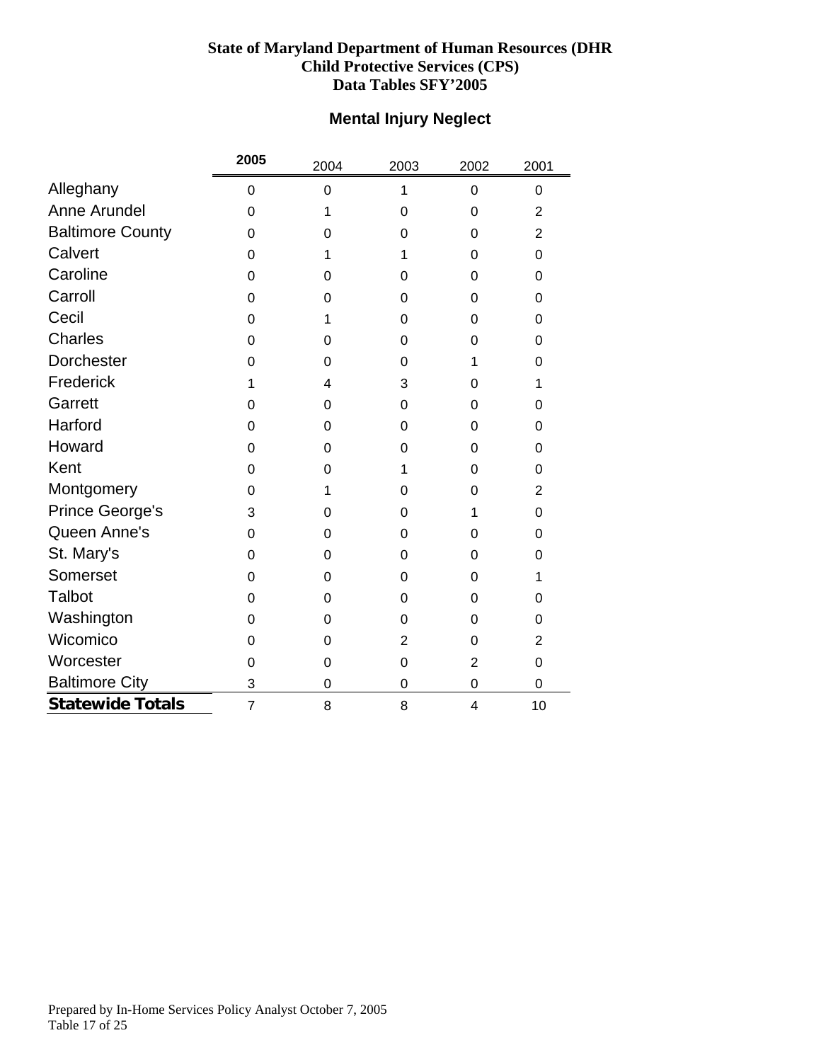**State of Maryland Department of Human Resources (DHR**
**Child Protective Services (CPS)**
**Data Tables SFY'2005**

## Mental Injury Neglect

| | **2005** | 2004 | 2003 | 2002 | 2001 |
|---|---|---|---|---|---|
| Alleghany | 0 | 0 | 1 | 0 | 0 |
| Anne Arundel | 0 | 1 | 0 | 0 | 2 |
| Baltimore County | 0 | 0 | 0 | 0 | 2 |
| Calvert | 0 | 1 | 1 | 0 | 0 |
| Caroline | 0 | 0 | 0 | 0 | 0 |
| Carroll | 0 | 0 | 0 | 0 | 0 |
| Cecil | 0 | 1 | 0 | 0 | 0 |
| Charles | 0 | 0 | 0 | 0 | 0 |
| Dorchester | 0 | 0 | 0 | 1 | 0 |
| Frederick | 1 | 4 | 3 | 0 | 1 |
| Garrett | 0 | 0 | 0 | 0 | 0 |
| Harford | 0 | 0 | 0 | 0 | 0 |
| Howard | 0 | 0 | 0 | 0 | 0 |
| Kent | 0 | 0 | 1 | 0 | 0 |
| Montgomery | 0 | 1 | 0 | 0 | 2 |
| Prince George's | 3 | 0 | 0 | 1 | 0 |
| Queen Anne's | 0 | 0 | 0 | 0 | 0 |
| St. Mary's | 0 | 0 | 0 | 0 | 0 |
| Somerset | 0 | 0 | 0 | 0 | 1 |
| Talbot | 0 | 0 | 0 | 0 | 0 |
| Washington | 0 | 0 | 0 | 0 | 0 |
| Wicomico | 0 | 0 | 2 | 0 | 2 |
| Worcester | 0 | 0 | 0 | 2 | 0 |
| Baltimore City | 3 | 0 | 0 | 0 | 0 |
| **Statewide Totals** | 7 | 8 | 8 | 4 | 10 |

Prepared by In-Home Services Policy Analyst October 7, 2005
Table 17 of 25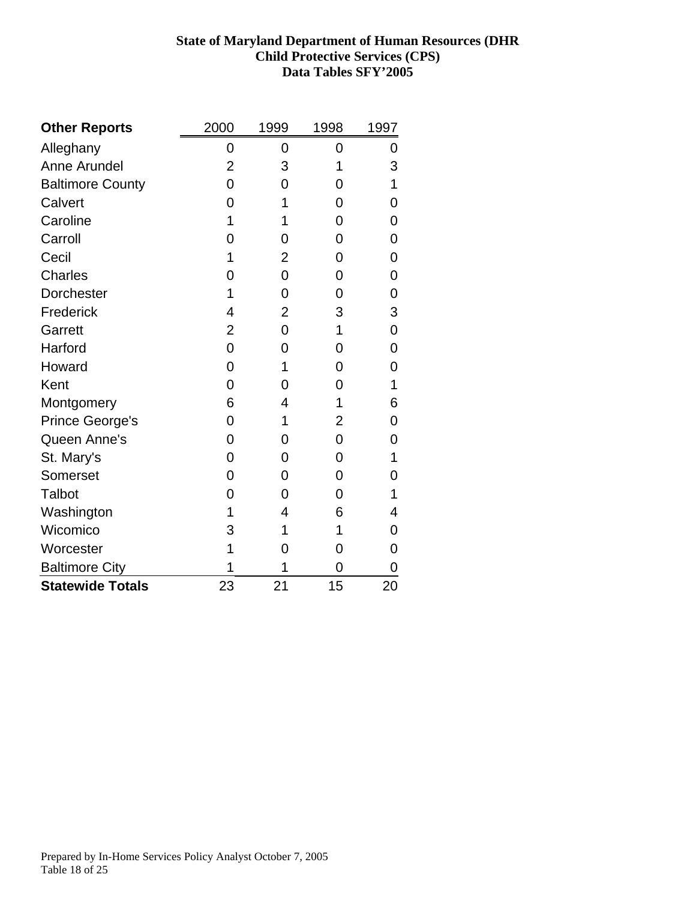**State of Maryland Department of Human Resources (DHR**
**Child Protective Services (CPS)**
**Data Tables SFY'2005**

| **Other Reports** | 2000 | 1999 | 1998 | 1997 |
|---|---|---|---|---|
| Alleghany | 0 | 0 | 0 | 0 |
| Anne Arundel | 2 | 3 | 1 | 3 |
| Baltimore County | 0 | 0 | 0 | 1 |
| Calvert | 0 | 1 | 0 | 0 |
| Caroline | 1 | 1 | 0 | 0 |
| Carroll | 0 | 0 | 0 | 0 |
| Cecil | 1 | 2 | 0 | 0 |
| Charles | 0 | 0 | 0 | 0 |
| Dorchester | 1 | 0 | 0 | 0 |
| Frederick | 4 | 2 | 3 | 3 |
| Garrett | 2 | 0 | 1 | 0 |
| Harford | 0 | 0 | 0 | 0 |
| Howard | 0 | 1 | 0 | 0 |
| Kent | 0 | 0 | 0 | 1 |
| Montgomery | 6 | 4 | 1 | 6 |
| Prince George's | 0 | 1 | 2 | 0 |
| Queen Anne's | 0 | 0 | 0 | 0 |
| St. Mary's | 0 | 0 | 0 | 1 |
| Somerset | 0 | 0 | 0 | 0 |
| Talbot | 0 | 0 | 0 | 1 |
| Washington | 1 | 4 | 6 | 4 |
| Wicomico | 3 | 1 | 1 | 0 |
| Worcester | 1 | 0 | 0 | 0 |
| Baltimore City | 1 | 1 | 0 | 0 |
| **Statewide Totals** | 23 | 21 | 15 | 20 |

Prepared by In-Home Services Policy Analyst October 7, 2005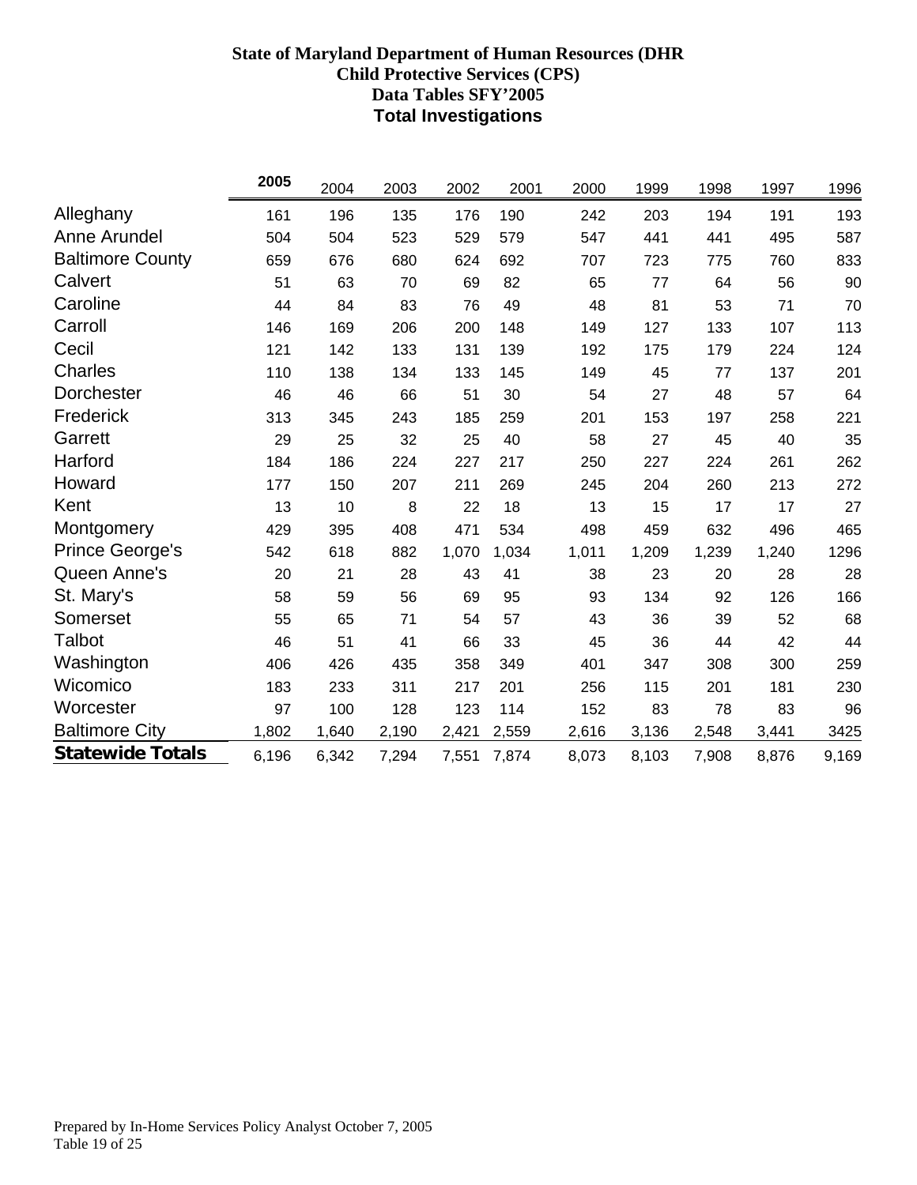**State of Maryland Department of Human Resources (DHR**
**Child Protective Services (CPS)**
**Data Tables SFY'2005**
## Total Investigations

| | 2005 | 2004 | 2003 | 2002 | 2001 | 2000 | 1999 | 1998 | 1997 | 1996 |
|---|---|---|---|---|---|---|---|---|---|---|
| Alleghany | 161 | 196 | 135 | 176 | 190 | 242 | 203 | 194 | 191 | 193 |
| Anne Arundel | 504 | 504 | 523 | 529 | 579 | 547 | 441 | 441 | 495 | 587 |
| Baltimore County | 659 | 676 | 680 | 624 | 692 | 707 | 723 | 775 | 760 | 833 |
| Calvert | 51 | 63 | 70 | 69 | 82 | 65 | 77 | 64 | 56 | 90 |
| Caroline | 44 | 84 | 83 | 76 | 49 | 48 | 81 | 53 | 71 | 70 |
| Carroll | 146 | 169 | 206 | 200 | 148 | 149 | 127 | 133 | 107 | 113 |
| Cecil | 121 | 142 | 133 | 131 | 139 | 192 | 175 | 179 | 224 | 124 |
| Charles | 110 | 138 | 134 | 133 | 145 | 149 | 45 | 77 | 137 | 201 |
| Dorchester | 46 | 46 | 66 | 51 | 30 | 54 | 27 | 48 | 57 | 64 |
| Frederick | 313 | 345 | 243 | 185 | 259 | 201 | 153 | 197 | 258 | 221 |
| Garrett | 29 | 25 | 32 | 25 | 40 | 58 | 27 | 45 | 40 | 35 |
| Harford | 184 | 186 | 224 | 227 | 217 | 250 | 227 | 224 | 261 | 262 |
| Howard | 177 | 150 | 207 | 211 | 269 | 245 | 204 | 260 | 213 | 272 |
| Kent | 13 | 10 | 8 | 22 | 18 | 13 | 15 | 17 | 17 | 27 |
| Montgomery | 429 | 395 | 408 | 471 | 534 | 498 | 459 | 632 | 496 | 465 |
| Prince George's | 542 | 618 | 882 | 1,070 | 1,034 | 1,011 | 1,209 | 1,239 | 1,240 | 1296 |
| Queen Anne's | 20 | 21 | 28 | 43 | 41 | 38 | 23 | 20 | 28 | 28 |
| St. Mary's | 58 | 59 | 56 | 69 | 95 | 93 | 134 | 92 | 126 | 166 |
| Somerset | 55 | 65 | 71 | 54 | 57 | 43 | 36 | 39 | 52 | 68 |
| Talbot | 46 | 51 | 41 | 66 | 33 | 45 | 36 | 44 | 42 | 44 |
| Washington | 406 | 426 | 435 | 358 | 349 | 401 | 347 | 308 | 300 | 259 |
| Wicomico | 183 | 233 | 311 | 217 | 201 | 256 | 115 | 201 | 181 | 230 |
| Worcester | 97 | 100 | 128 | 123 | 114 | 152 | 83 | 78 | 83 | 96 |
| Baltimore City | 1,802 | 1,640 | 2,190 | 2,421 | 2,559 | 2,616 | 3,136 | 2,548 | 3,441 | 3425 |
| **Statewide Totals** | 6,196 | 6,342 | 7,294 | 7,551 | 7,874 | 8,073 | 8,103 | 7,908 | 8,876 | 9,169 |

Prepared by In-Home Services Policy Analyst October 7, 2005
Table 19 of 25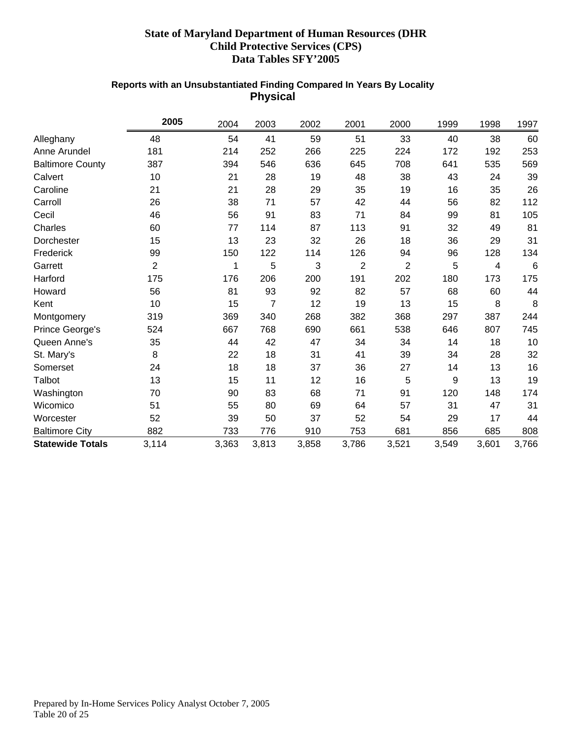**State of Maryland Department of Human Resources (DHR**
**Child Protective Services (CPS)**
**Data Tables SFY'2005**

### Reports with an Unsubstantiated Finding Compared In Years By Locality
## Physical

| | **2005** | 2004 | 2003 | 2002 | 2001 | 2000 | 1999 | 1998 | 1997 |
|---|---|---|---|---|---|---|---|---|---|
| Alleghany | 48 | 54 | 41 | 59 | 51 | 33 | 40 | 38 | 60 |
| Anne Arundel | 181 | 214 | 252 | 266 | 225 | 224 | 172 | 192 | 253 |
| Baltimore County | 387 | 394 | 546 | 636 | 645 | 708 | 641 | 535 | 569 |
| Calvert | 10 | 21 | 28 | 19 | 48 | 38 | 43 | 24 | 39 |
| Caroline | 21 | 21 | 28 | 29 | 35 | 19 | 16 | 35 | 26 |
| Carroll | 26 | 38 | 71 | 57 | 42 | 44 | 56 | 82 | 112 |
| Cecil | 46 | 56 | 91 | 83 | 71 | 84 | 99 | 81 | 105 |
| Charles | 60 | 77 | 114 | 87 | 113 | 91 | 32 | 49 | 81 |
| Dorchester | 15 | 13 | 23 | 32 | 26 | 18 | 36 | 29 | 31 |
| Frederick | 99 | 150 | 122 | 114 | 126 | 94 | 96 | 128 | 134 |
| Garrett | 2 | 1 | 5 | 3 | 2 | 2 | 5 | 4 | 6 |
| Harford | 175 | 176 | 206 | 200 | 191 | 202 | 180 | 173 | 175 |
| Howard | 56 | 81 | 93 | 92 | 82 | 57 | 68 | 60 | 44 |
| Kent | 10 | 15 | 7 | 12 | 19 | 13 | 15 | 8 | 8 |
| Montgomery | 319 | 369 | 340 | 268 | 382 | 368 | 297 | 387 | 244 |
| Prince George's | 524 | 667 | 768 | 690 | 661 | 538 | 646 | 807 | 745 |
| Queen Anne's | 35 | 44 | 42 | 47 | 34 | 34 | 14 | 18 | 10 |
| St. Mary's | 8 | 22 | 18 | 31 | 41 | 39 | 34 | 28 | 32 |
| Somerset | 24 | 18 | 18 | 37 | 36 | 27 | 14 | 13 | 16 |
| Talbot | 13 | 15 | 11 | 12 | 16 | 5 | 9 | 13 | 19 |
| Washington | 70 | 90 | 83 | 68 | 71 | 91 | 120 | 148 | 174 |
| Wicomico | 51 | 55 | 80 | 69 | 64 | 57 | 31 | 47 | 31 |
| Worcester | 52 | 39 | 50 | 37 | 52 | 54 | 29 | 17 | 44 |
| Baltimore City | 882 | 733 | 776 | 910 | 753 | 681 | 856 | 685 | 808 |
| **Statewide Totals** | 3,114 | 3,363 | 3,813 | 3,858 | 3,786 | 3,521 | 3,549 | 3,601 | 3,766 |

Prepared by In-Home Services Policy Analyst October 7, 2005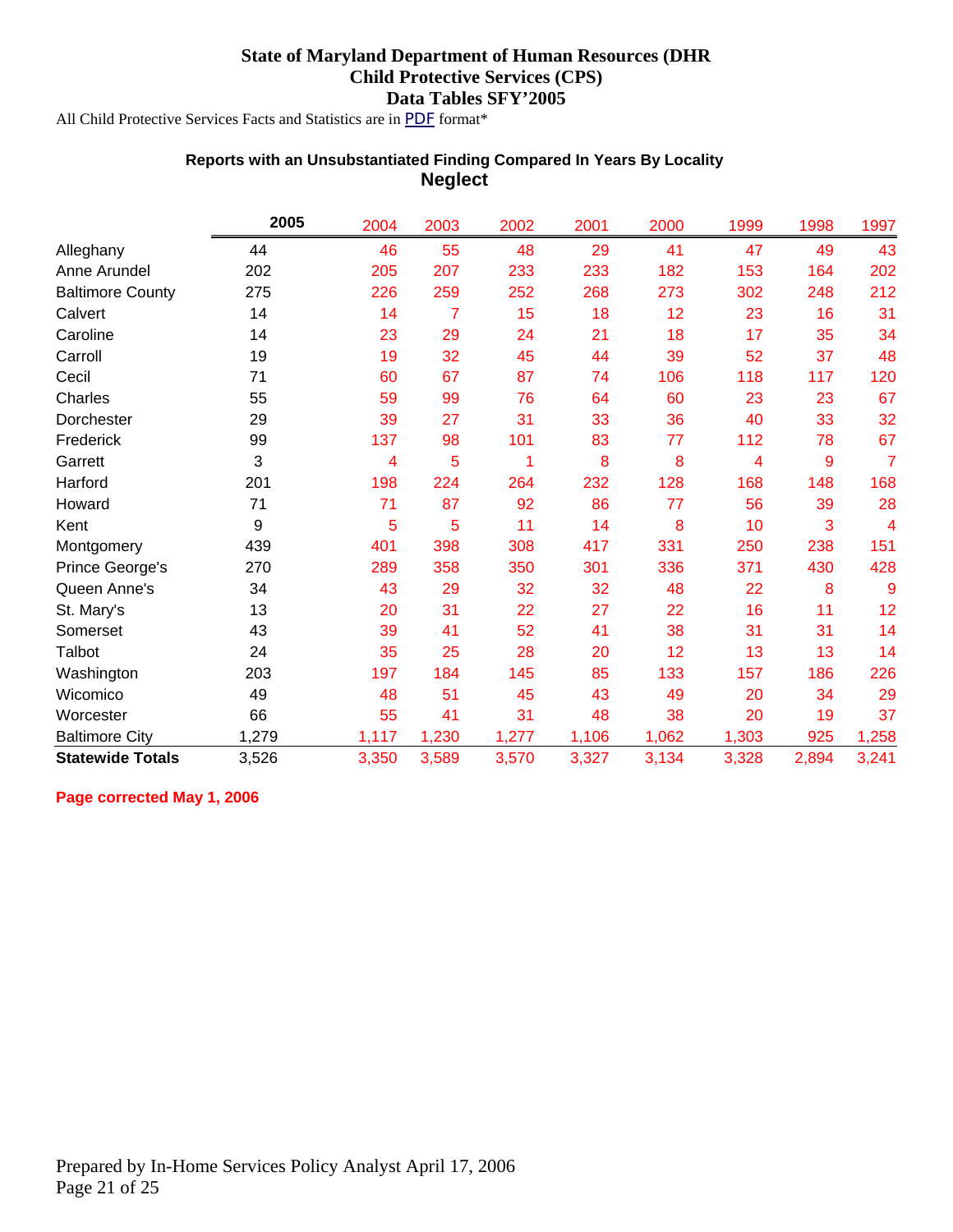**State of Maryland Department of Human Resources (DHR**
**Child Protective Services (CPS)**
**Data Tables SFY'2005**

All Child Protective Services Facts and Statistics are in PDF format*

## Reports with an Unsubstantiated Finding Compared In Years By Locality
## Neglect

| | 2005 | 2004 | 2003 | 2002 | 2001 | 2000 | 1999 | 1998 | 1997 |
|---|---|---|---|---|---|---|---|---|---|
| Alleghany | 44 | 46 | 55 | 48 | 29 | 41 | 47 | 49 | 43 |
| Anne Arundel | 202 | 205 | 207 | 233 | 233 | 182 | 153 | 164 | 202 |
| Baltimore County | 275 | 226 | 259 | 252 | 268 | 273 | 302 | 248 | 212 |
| Calvert | 14 | 14 | 7 | 15 | 18 | 12 | 23 | 16 | 31 |
| Caroline | 14 | 23 | 29 | 24 | 21 | 18 | 17 | 35 | 34 |
| Carroll | 19 | 19 | 32 | 45 | 44 | 39 | 52 | 37 | 48 |
| Cecil | 71 | 60 | 67 | 87 | 74 | 106 | 118 | 117 | 120 |
| Charles | 55 | 59 | 99 | 76 | 64 | 60 | 23 | 23 | 67 |
| Dorchester | 29 | 39 | 27 | 31 | 33 | 36 | 40 | 33 | 32 |
| Frederick | 99 | 137 | 98 | 101 | 83 | 77 | 112 | 78 | 67 |
| Garrett | 3 | 4 | 5 | 1 | 8 | 8 | 4 | 9 | 7 |
| Harford | 201 | 198 | 224 | 264 | 232 | 128 | 168 | 148 | 168 |
| Howard | 71 | 71 | 87 | 92 | 86 | 77 | 56 | 39 | 28 |
| Kent | 9 | 5 | 5 | 11 | 14 | 8 | 10 | 3 | 4 |
| Montgomery | 439 | 401 | 398 | 308 | 417 | 331 | 250 | 238 | 151 |
| Prince George's | 270 | 289 | 358 | 350 | 301 | 336 | 371 | 430 | 428 |
| Queen Anne's | 34 | 43 | 29 | 32 | 32 | 48 | 22 | 8 | 9 |
| St. Mary's | 13 | 20 | 31 | 22 | 27 | 22 | 16 | 11 | 12 |
| Somerset | 43 | 39 | 41 | 52 | 41 | 38 | 31 | 31 | 14 |
| Talbot | 24 | 35 | 25 | 28 | 20 | 12 | 13 | 13 | 14 |
| Washington | 203 | 197 | 184 | 145 | 85 | 133 | 157 | 186 | 226 |
| Wicomico | 49 | 48 | 51 | 45 | 43 | 49 | 20 | 34 | 29 |
| Worcester | 66 | 55 | 41 | 31 | 48 | 38 | 20 | 19 | 37 |
| Baltimore City | 1,279 | 1,117 | 1,230 | 1,277 | 1,106 | 1,062 | 1,303 | 925 | 1,258 |
| **Statewide Totals** | 3,526 | 3,350 | 3,589 | 3,570 | 3,327 | 3,134 | 3,328 | 2,894 | 3,241 |

**Page corrected May 1, 2006**

Prepared by In-Home Services Policy Analyst April 17, 2006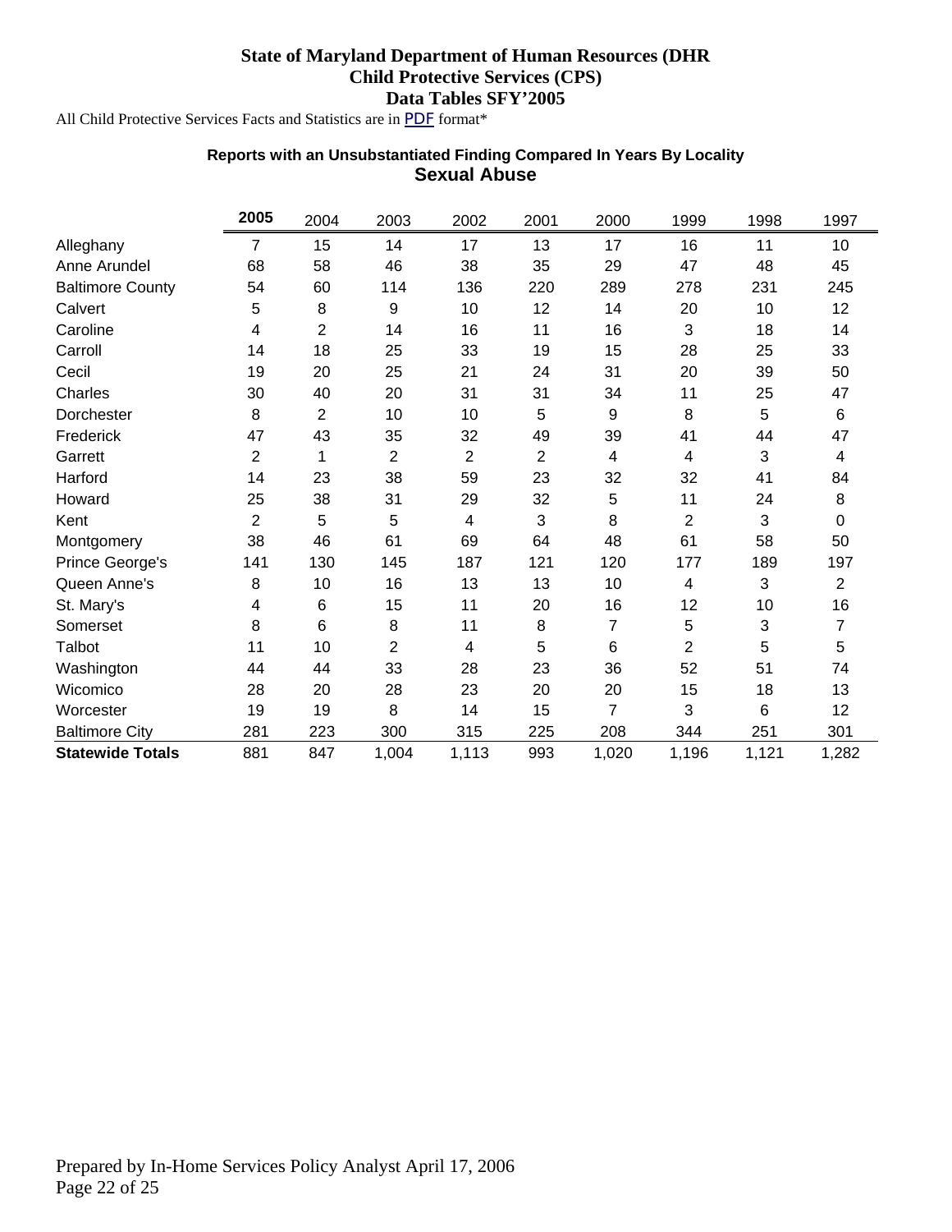**State of Maryland Department of Human Resources (DHR**
**Child Protective Services (CPS)**
**Data Tables SFY'2005**

All Child Protective Services Facts and Statistics are in PDF format*

**Reports with an Unsubstantiated Finding Compared In Years By Locality**
**Sexual Abuse**

| | **2005** | 2004 | 2003 | 2002 | 2001 | 2000 | 1999 | 1998 | 1997 |
|---|---|---|---|---|---|---|---|---|---|
| Alleghany | 7 | 15 | 14 | 17 | 13 | 17 | 16 | 11 | 10 |
| Anne Arundel | 68 | 58 | 46 | 38 | 35 | 29 | 47 | 48 | 45 |
| Baltimore County | 54 | 60 | 114 | 136 | 220 | 289 | 278 | 231 | 245 |
| Calvert | 5 | 8 | 9 | 10 | 12 | 14 | 20 | 10 | 12 |
| Caroline | 4 | 2 | 14 | 16 | 11 | 16 | 3 | 18 | 14 |
| Carroll | 14 | 18 | 25 | 33 | 19 | 15 | 28 | 25 | 33 |
| Cecil | 19 | 20 | 25 | 21 | 24 | 31 | 20 | 39 | 50 |
| Charles | 30 | 40 | 20 | 31 | 31 | 34 | 11 | 25 | 47 |
| Dorchester | 8 | 2 | 10 | 10 | 5 | 9 | 8 | 5 | 6 |
| Frederick | 47 | 43 | 35 | 32 | 49 | 39 | 41 | 44 | 47 |
| Garrett | 2 | 1 | 2 | 2 | 2 | 4 | 4 | 3 | 4 |
| Harford | 14 | 23 | 38 | 59 | 23 | 32 | 32 | 41 | 84 |
| Howard | 25 | 38 | 31 | 29 | 32 | 5 | 11 | 24 | 8 |
| Kent | 2 | 5 | 5 | 4 | 3 | 8 | 2 | 3 | 0 |
| Montgomery | 38 | 46 | 61 | 69 | 64 | 48 | 61 | 58 | 50 |
| Prince George's | 141 | 130 | 145 | 187 | 121 | 120 | 177 | 189 | 197 |
| Queen Anne's | 8 | 10 | 16 | 13 | 13 | 10 | 4 | 3 | 2 |
| St. Mary's | 4 | 6 | 15 | 11 | 20 | 16 | 12 | 10 | 16 |
| Somerset | 8 | 6 | 8 | 11 | 8 | 7 | 5 | 3 | 7 |
| Talbot | 11 | 10 | 2 | 4 | 5 | 6 | 2 | 5 | 5 |
| Washington | 44 | 44 | 33 | 28 | 23 | 36 | 52 | 51 | 74 |
| Wicomico | 28 | 20 | 28 | 23 | 20 | 20 | 15 | 18 | 13 |
| Worcester | 19 | 19 | 8 | 14 | 15 | 7 | 3 | 6 | 12 |
| Baltimore City | 281 | 223 | 300 | 315 | 225 | 208 | 344 | 251 | 301 |
| **Statewide Totals** | 881 | 847 | 1,004 | 1,113 | 993 | 1,020 | 1,196 | 1,121 | 1,282 |

Prepared by In-Home Services Policy Analyst April 17, 2006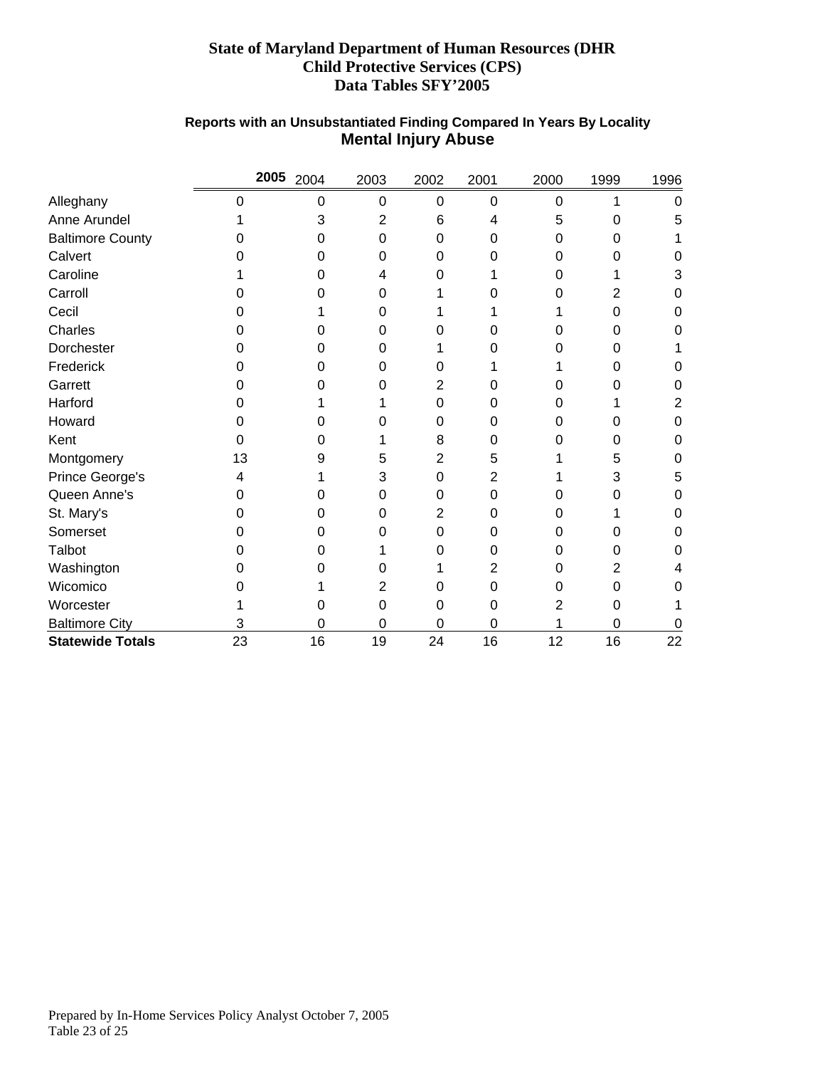**State of Maryland Department of Human Resources (DHR**
**Child Protective Services (CPS)**
**Data Tables SFY'2005**

**Reports with an Unsubstantiated Finding Compared In Years By Locality**
## Mental Injury Abuse

| | 2005 | 2004 | 2003 | 2002 | 2001 | 2000 | 1999 | 1996 |
|---|---|---|---|---|---|---|---|---|
| Alleghany | 0 | 0 | 0 | 0 | 0 | 0 | 1 | 0 |
| Anne Arundel | 1 | 3 | 2 | 6 | 4 | 5 | 0 | 5 |
| Baltimore County | 0 | 0 | 0 | 0 | 0 | 0 | 0 | 1 |
| Calvert | 0 | 0 | 0 | 0 | 0 | 0 | 0 | 0 |
| Caroline | 1 | 0 | 4 | 0 | 1 | 0 | 1 | 3 |
| Carroll | 0 | 0 | 0 | 1 | 0 | 0 | 2 | 0 |
| Cecil | 0 | 1 | 0 | 1 | 1 | 1 | 0 | 0 |
| Charles | 0 | 0 | 0 | 0 | 0 | 0 | 0 | 0 |
| Dorchester | 0 | 0 | 0 | 1 | 0 | 0 | 0 | 1 |
| Frederick | 0 | 0 | 0 | 0 | 1 | 1 | 0 | 0 |
| Garrett | 0 | 0 | 0 | 2 | 0 | 0 | 0 | 0 |
| Harford | 0 | 1 | 1 | 0 | 0 | 0 | 1 | 2 |
| Howard | 0 | 0 | 0 | 0 | 0 | 0 | 0 | 0 |
| Kent | 0 | 0 | 1 | 8 | 0 | 0 | 0 | 0 |
| Montgomery | 13 | 9 | 5 | 2 | 5 | 1 | 5 | 0 |
| Prince George's | 4 | 1 | 3 | 0 | 2 | 1 | 3 | 5 |
| Queen Anne's | 0 | 0 | 0 | 0 | 0 | 0 | 0 | 0 |
| St. Mary's | 0 | 0 | 0 | 2 | 0 | 0 | 1 | 0 |
| Somerset | 0 | 0 | 0 | 0 | 0 | 0 | 0 | 0 |
| Talbot | 0 | 0 | 1 | 0 | 0 | 0 | 0 | 0 |
| Washington | 0 | 0 | 0 | 1 | 2 | 0 | 2 | 4 |
| Wicomico | 0 | 1 | 2 | 0 | 0 | 0 | 0 | 0 |
| Worcester | 1 | 0 | 0 | 0 | 0 | 2 | 0 | 1 |
| Baltimore City | 3 | 0 | 0 | 0 | 0 | 1 | 0 | 0 |
| **Statewide Totals** | 23 | 16 | 19 | 24 | 16 | 12 | 16 | 22 |

Prepared by In-Home Services Policy Analyst October 7, 2005
Table 23 of 25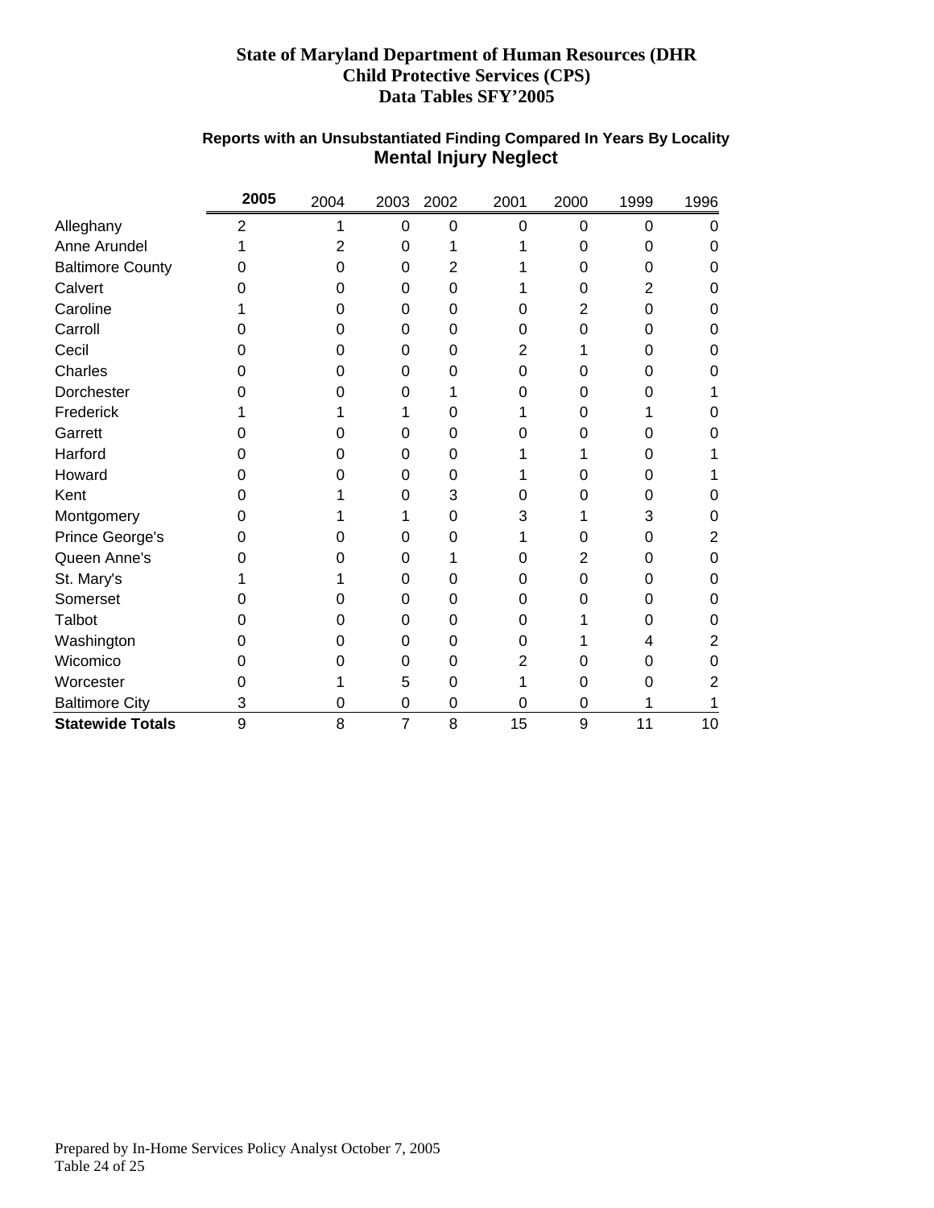# State of Maryland Department of Human Resources (DHR
## Child Protective Services (CPS)
## Data Tables SFY'2005

### Reports with an Unsubstantiated Finding Compared In Years By Locality
### Mental Injury Neglect

| | **2005** | 2004 | 2003 | 2002 | 2001 | 2000 | 1999 | 1996 |
|---|---|---|---|---|---|---|---|---|
| Alleghany | 2 | 1 | 0 | 0 | 0 | 0 | 0 | 0 |
| Anne Arundel | 1 | 2 | 0 | 1 | 1 | 0 | 0 | 0 |
| Baltimore County | 0 | 0 | 0 | 2 | 1 | 0 | 0 | 0 |
| Calvert | 0 | 0 | 0 | 0 | 1 | 0 | 2 | 0 |
| Caroline | 1 | 0 | 0 | 0 | 0 | 2 | 0 | 0 |
| Carroll | 0 | 0 | 0 | 0 | 0 | 0 | 0 | 0 |
| Cecil | 0 | 0 | 0 | 0 | 2 | 1 | 0 | 0 |
| Charles | 0 | 0 | 0 | 0 | 0 | 0 | 0 | 0 |
| Dorchester | 0 | 0 | 0 | 1 | 0 | 0 | 0 | 1 |
| Frederick | 1 | 1 | 1 | 0 | 1 | 0 | 1 | 0 |
| Garrett | 0 | 0 | 0 | 0 | 0 | 0 | 0 | 0 |
| Harford | 0 | 0 | 0 | 0 | 1 | 1 | 0 | 1 |
| Howard | 0 | 0 | 0 | 0 | 1 | 0 | 0 | 1 |
| Kent | 0 | 1 | 0 | 3 | 0 | 0 | 0 | 0 |
| Montgomery | 0 | 1 | 1 | 0 | 3 | 1 | 3 | 0 |
| Prince George's | 0 | 0 | 0 | 0 | 1 | 0 | 0 | 2 |
| Queen Anne's | 0 | 0 | 0 | 1 | 0 | 2 | 0 | 0 |
| St. Mary's | 1 | 1 | 0 | 0 | 0 | 0 | 0 | 0 |
| Somerset | 0 | 0 | 0 | 0 | 0 | 0 | 0 | 0 |
| Talbot | 0 | 0 | 0 | 0 | 0 | 1 | 0 | 0 |
| Washington | 0 | 0 | 0 | 0 | 0 | 1 | 4 | 2 |
| Wicomico | 0 | 0 | 0 | 0 | 2 | 0 | 0 | 0 |
| Worcester | 0 | 1 | 5 | 0 | 1 | 0 | 0 | 2 |
| Baltimore City | 3 | 0 | 0 | 0 | 0 | 0 | 1 | 1 |
| **Statewide Totals** | 9 | 8 | 7 | 8 | 15 | 9 | 11 | 10 |

Prepared by In-Home Services Policy Analyst October 7, 2005
Table 24 of 25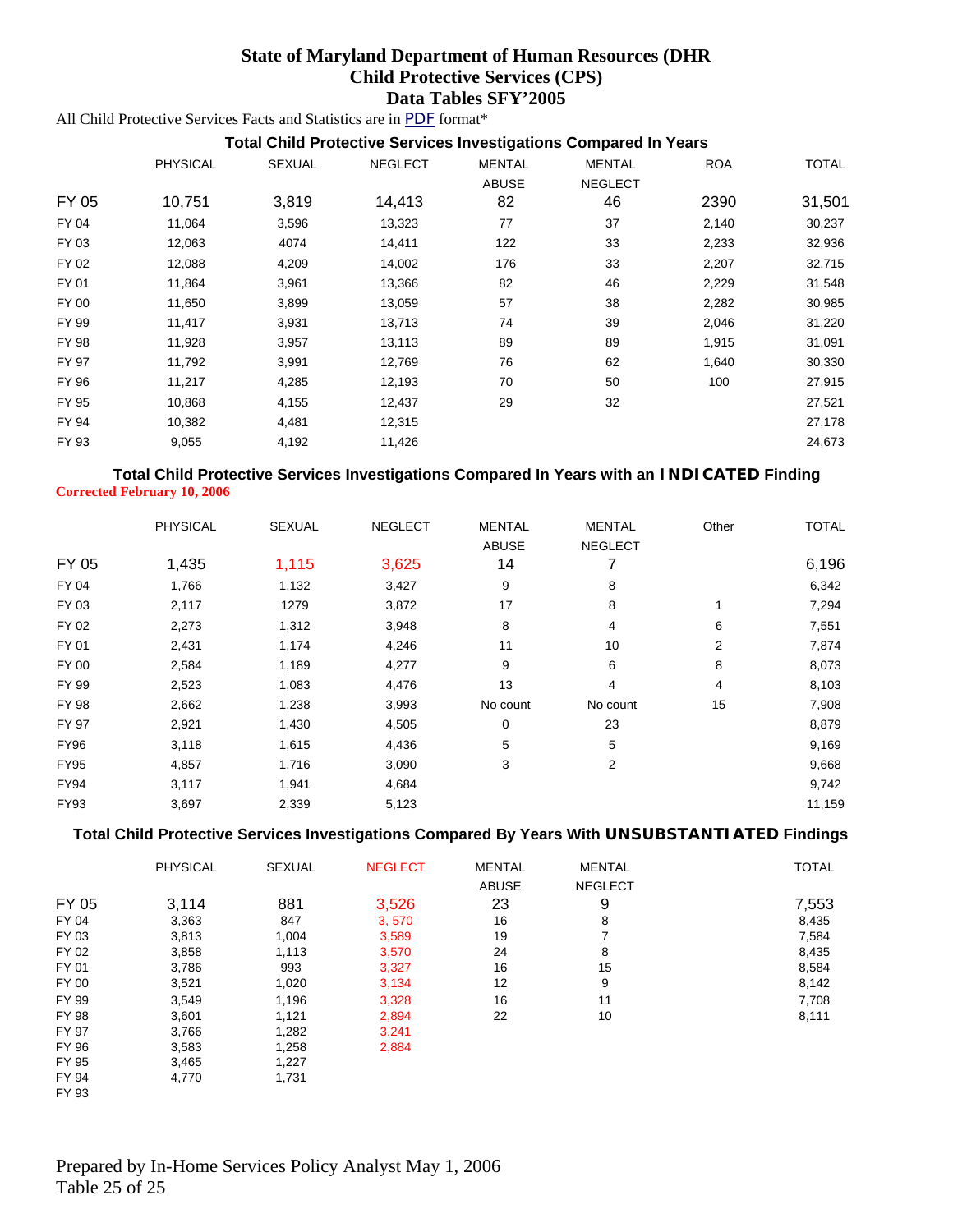# State of Maryland Department of Human Resources (DHR
## Child Protective Services (CPS)
## Data Tables SFY'2005

All Child Protective Services Facts and Statistics are in PDF format*

### Total Child Protective Services Investigations Compared In Years

| | PHYSICAL | SEXUAL | NEGLECT | MENTAL ABUSE | MENTAL NEGLECT | ROA | TOTAL |
|---|---|---|---|---|---|---|---|
| FY 05 | 10,751 | 3,819 | 14,413 | 82 | 46 | 2390 | 31,501 |
| FY 04 | 11,064 | 3,596 | 13,323 | 77 | 37 | 2,140 | 30,237 |
| FY 03 | 12,063 | 4074 | 14,411 | 122 | 33 | 2,233 | 32,936 |
| FY 02 | 12,088 | 4,209 | 14,002 | 176 | 33 | 2,207 | 32,715 |
| FY 01 | 11,864 | 3,961 | 13,366 | 82 | 46 | 2,229 | 31,548 |
| FY 00 | 11,650 | 3,899 | 13,059 | 57 | 38 | 2,282 | 30,985 |
| FY 99 | 11,417 | 3,931 | 13,713 | 74 | 39 | 2,046 | 31,220 |
| FY 98 | 11,928 | 3,957 | 13,113 | 89 | 89 | 1,915 | 31,091 |
| FY 97 | 11,792 | 3,991 | 12,769 | 76 | 62 | 1,640 | 30,330 |
| FY 96 | 11,217 | 4,285 | 12,193 | 70 | 50 | 100 | 27,915 |
| FY 95 | 10,868 | 4,155 | 12,437 | 29 | 32 | | 27,521 |
| FY 94 | 10,382 | 4,481 | 12,315 | | | | 27,178 |
| FY 93 | 9,055 | 4,192 | 11,426 | | | | 24,673 |

### Total Child Protective Services Investigations Compared In Years with an INDICATED Finding

**Corrected February 10, 2006**

| | PHYSICAL | SEXUAL | NEGLECT | MENTAL ABUSE | MENTAL NEGLECT | Other | TOTAL |
|---|---|---|---|---|---|---|---|
| FY 05 | 1,435 | 1,115 | 3,625 | 14 | 7 | | 6,196 |
| FY 04 | 1,766 | 1,132 | 3,427 | 9 | 8 | | 6,342 |
| FY 03 | 2,117 | 1279 | 3,872 | 17 | 8 | 1 | 7,294 |
| FY 02 | 2,273 | 1,312 | 3,948 | 8 | 4 | 6 | 7,551 |
| FY 01 | 2,431 | 1,174 | 4,246 | 11 | 10 | 2 | 7,874 |
| FY 00 | 2,584 | 1,189 | 4,277 | 9 | 6 | 8 | 8,073 |
| FY 99 | 2,523 | 1,083 | 4,476 | 13 | 4 | 4 | 8,103 |
| FY 98 | 2,662 | 1,238 | 3,993 | No count | No count | 15 | 7,908 |
| FY 97 | 2,921 | 1,430 | 4,505 | 0 | 23 | | 8,879 |
| FY96 | 3,118 | 1,615 | 4,436 | 5 | 5 | | 9,169 |
| FY95 | 4,857 | 1,716 | 3,090 | 3 | 2 | | 9,668 |
| FY94 | 3,117 | 1,941 | 4,684 | | | | 9,742 |
| FY93 | 3,697 | 2,339 | 5,123 | | | | 11,159 |

### Total Child Protective Services Investigations Compared By Years With UNSUBSTANTIATED Findings

| | PHYSICAL | SEXUAL | NEGLECT | MENTAL ABUSE | MENTAL NEGLECT | TOTAL |
|---|---|---|---|---|---|---|
| FY 05 | 3,114 | 881 | 3,526 | 23 | 9 | 7,553 |
| FY 04 | 3,363 | 847 | 3, 570 | 16 | 8 | 8,435 |
| FY 03 | 3,813 | 1,004 | 3,589 | 19 | 7 | 7,584 |
| FY 02 | 3,858 | 1,113 | 3,570 | 24 | 8 | 8,435 |
| FY 01 | 3,786 | 993 | 3,327 | 16 | 15 | 8,584 |
| FY 00 | 3,521 | 1,020 | 3,134 | 12 | 9 | 8,142 |
| FY 99 | 3,549 | 1,196 | 3,328 | 16 | 11 | 7,708 |
| FY 98 | 3,601 | 1,121 | 2,894 | 22 | 10 | 8,111 |
| FY 97 | 3,766 | 1,282 | 3,241 | | | |
| FY 96 | 3,583 | 1,258 | 2,884 | | | |
| FY 95 | 3,465 | 1,227 | | | | |
| FY 94 | 4,770 | 1,731 | | | | |
| FY 93 | | | | | | |

Prepared by In-Home Services Policy Analyst May 1, 2006